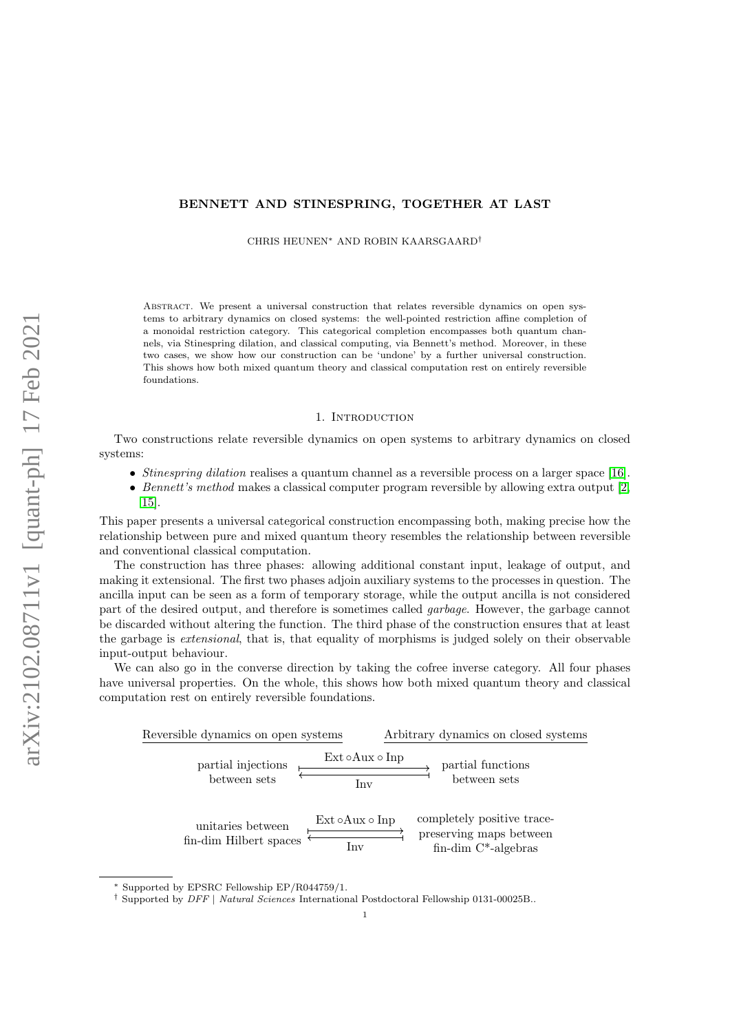# BENNETT AND STINESPRING, TOGETHER AT LAST

CHRIS HEUNEN[*] AND ROBIN KAARSGAARD[†]

Abstract. We present a universal construction that relates reversible dynamics on open systems to arbitrary dynamics on closed systems: the well-pointed restriction affine completion of a monoidal restriction category. This categorical completion encompasses both quantum channels, via Stinespring dilation, and classical computing, via Bennett's method. Moreover, in these two cases, we show how our construction can be 'undone' by a further universal construction. This shows how both mixed quantum theory and classical computation rest on entirely reversible foundations.

## 1. Introduction

Two constructions relate reversible dynamics on open systems to arbitrary dynamics on closed systems:

- *Stinespring dilation* realises a quantum channel as a reversible process on a larger space [16].
- *Bennett's method* makes a classical computer program reversible by allowing extra output [2, 15].

This paper presents a universal categorical construction encompassing both, making precise how the relationship between pure and mixed quantum theory resembles the relationship between reversible and conventional classical computation.

The construction has three phases: allowing additional constant input, leakage of output, and making it extensional. The first two phases adjoin auxiliary systems to the processes in question. The ancilla input can be seen as a form of temporary storage, while the output ancilla is not considered part of the desired output, and therefore is sometimes called *garbage*. However, the garbage cannot be discarded without altering the function. The third phase of the construction ensures that at least the garbage is *extensional*, that is, that equality of morphisms is judged solely on their observable input-output behaviour.

We can also go in the converse direction by taking the cofree inverse category. All four phases have universal properties. On the whole, this shows how both mixed quantum theory and classical computation rest on entirely reversible foundations.

| Reversible dynamics on open systems | | Arbitrary dynamics on closed systems |
|---|---|---|
| partial injections between sets | $\xrightarrow{\text{Ext} \circ \text{Aux} \circ \text{Inp}}$ / $\xleftarrow{\text{Inv}}$ | partial functions between sets |
| unitaries between fin-dim Hilbert spaces | $\xrightarrow{\text{Ext} \circ \text{Aux} \circ \text{Inp}}$ / $\xleftarrow{\text{Inv}}$ | completely positive trace-preserving maps between fin-dim C*-algebras |

[*] Supported by EPSRC Fellowship EP/R044759/1.

[†] Supported by *DFF* | *Natural Sciences* International Postdoctoral Fellowship 0131-00025B..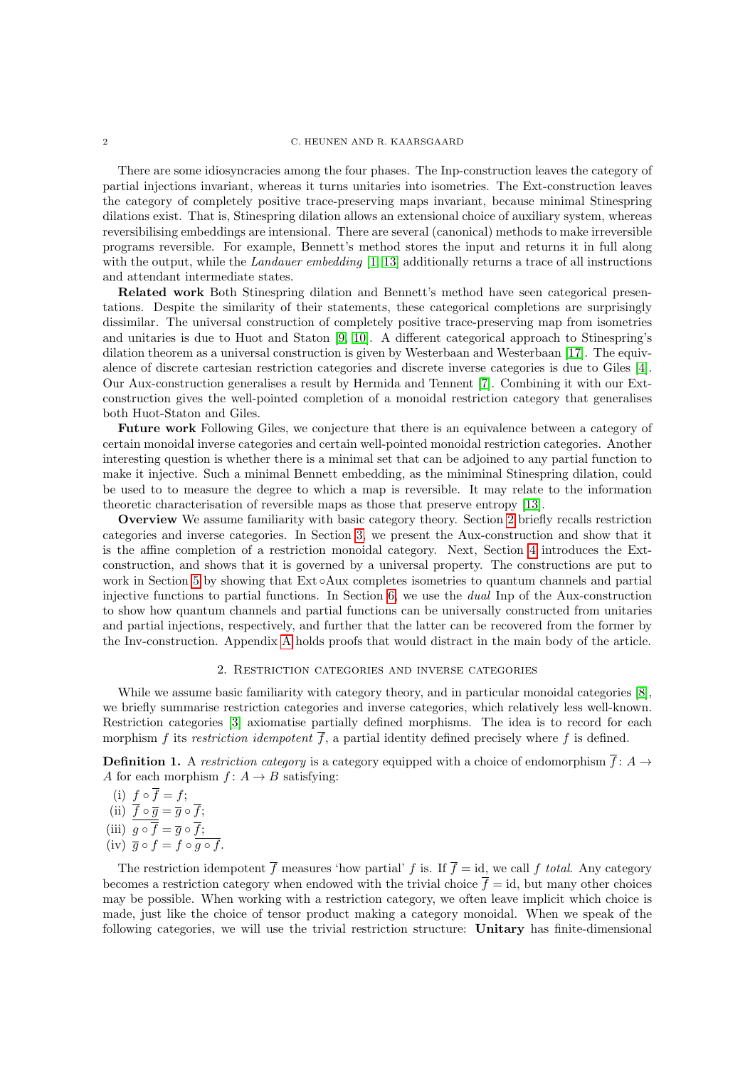There are some idiosyncracies among the four phases. The Inp-construction leaves the category of partial injections invariant, whereas it turns unitaries into isometries. The Ext-construction leaves the category of completely positive trace-preserving maps invariant, because minimal Stinespring dilations exist. That is, Stinespring dilation allows an extensional choice of auxiliary system, whereas reversibilising embeddings are intensional. There are several (canonical) methods to make irreversible programs reversible. For example, Bennett's method stores the input and returns it in full along with the output, while the *Landauer embedding* [1, 13] additionally returns a trace of all instructions and attendant intermediate states.

**Related work** Both Stinespring dilation and Bennett's method have seen categorical presentations. Despite the similarity of their statements, these categorical completions are surprisingly dissimilar. The universal construction of completely positive trace-preserving map from isometries and unitaries is due to Huot and Staton [9, 10]. A different categorical approach to Stinespring's dilation theorem as a universal construction is given by Westerbaan and Westerbaan [17]. The equivalence of discrete cartesian restriction categories and discrete inverse categories is due to Giles [4]. Our Aux-construction generalises a result by Hermida and Tennent [7]. Combining it with our Ext-construction gives the well-pointed completion of a monoidal restriction category that generalises both Huot-Staton and Giles.

**Future work** Following Giles, we conjecture that there is an equivalence between a category of certain monoidal inverse categories and certain well-pointed monoidal restriction categories. Another interesting question is whether there is a minimal set that can be adjoined to any partial function to make it injective. Such a minimal Bennett embedding, as the miniminal Stinespring dilation, could be used to to measure the degree to which a map is reversible. It may relate to the information theoretic characterisation of reversible maps as those that preserve entropy [13].

**Overview** We assume familiarity with basic category theory. Section 2 briefly recalls restriction categories and inverse categories. In Section 3, we present the Aux-construction and show that it is the affine completion of a restriction monoidal category. Next, Section 4 introduces the Ext-construction, and shows that it is governed by a universal property. The constructions are put to work in Section 5 by showing that Ext $\circ$Aux completes isometries to quantum channels and partial injective functions to partial functions. In Section 6, we use the *dual* Inp of the Aux-construction to show how quantum channels and partial functions can be universally constructed from unitaries and partial injections, respectively, and further that the latter can be recovered from the former by the Inv-construction. Appendix A holds proofs that would distract in the main body of the article.

## 2. Restriction categories and inverse categories

While we assume basic familiarity with category theory, and in particular monoidal categories [8], we briefly summarise restriction categories and inverse categories, which relatively less well-known. Restriction categories [3] axiomatise partially defined morphisms. The idea is to record for each morphism $f$ its *restriction idempotent* $\overline{f}$, a partial identity defined precisely where $f$ is defined.

**Definition 1.** A *restriction category* is a category equipped with a choice of endomorphism $\overline{f}\colon A \to A$ for each morphism $f\colon A \to B$ satisfying:

(i) $f \circ \overline{f} = f$;
(ii) $\overline{f} \circ \overline{g} = \overline{g} \circ \overline{f}$;
(iii) $\overline{g \circ \overline{f}} = \overline{g} \circ \overline{f}$;
(iv) $\overline{g} \circ f = f \circ \overline{g \circ f}$.

The restriction idempotent $\overline{f}$ measures 'how partial' $f$ is. If $\overline{f} = \mathrm{id}$, we call $f$ *total*. Any category becomes a restriction category when endowed with the trivial choice $\overline{f} = \mathrm{id}$, but many other choices may be possible. When working with a restriction category, we often leave implicit which choice is made, just like the choice of tensor product making a category monoidal. When we speak of the following categories, we will use the trivial restriction structure: **Unitary** has finite-dimensional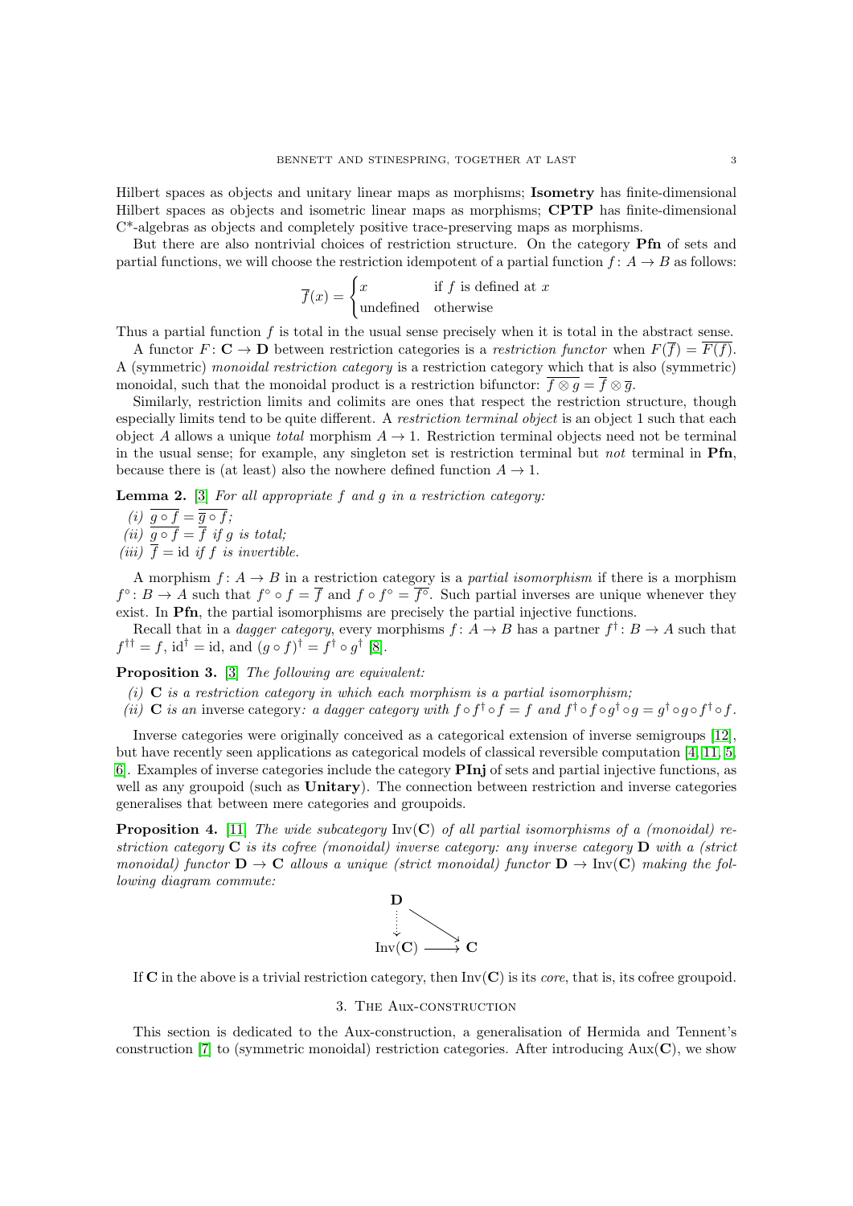Hilbert spaces as objects and unitary linear maps as morphisms; **Isometry** has finite-dimensional Hilbert spaces as objects and isometric linear maps as morphisms; **CPTP** has finite-dimensional C*-algebras as objects and completely positive trace-preserving maps as morphisms.

But there are also nontrivial choices of restriction structure. On the category **Pfn** of sets and partial functions, we will choose the restriction idempotent of a partial function $f\colon A \to B$ as follows:

$$\overline{f}(x) = \begin{cases} x & \text{if } f \text{ is defined at } x \\ \text{undefined} & \text{otherwise} \end{cases}$$

Thus a partial function $f$ is total in the usual sense precisely when it is total in the abstract sense.

A functor $F\colon \mathbf{C} \to \mathbf{D}$ between restriction categories is a *restriction functor* when $F(\overline{f}) = \overline{F(f)}$. A (symmetric) *monoidal restriction category* is a restriction category which that is also (symmetric) monoidal, such that the monoidal product is a restriction bifunctor: $\overline{f \otimes g} = \overline{f} \otimes \overline{g}$.

Similarly, restriction limits and colimits are ones that respect the restriction structure, though especially limits tend to be quite different. A *restriction terminal object* is an object 1 such that each object $A$ allows a unique *total* morphism $A \to 1$. Restriction terminal objects need not be terminal in the usual sense; for example, any singleton set is restriction terminal but *not* terminal in **Pfn**, because there is (at least) also the nowhere defined function $A \to 1$.

**Lemma 2.** [3] *For all appropriate $f$ and $g$ in a restriction category:*

*(i)* $\overline{g \circ f} = \overline{\overline{g} \circ f}$;
*(ii)* $\overline{g \circ f} = \overline{f}$ *if $g$ is total;*
*(iii)* $\overline{f} = \mathrm{id}$ *if $f$ is invertible.*

A morphism $f\colon A \to B$ in a restriction category is a *partial isomorphism* if there is a morphism $f^\circ\colon B \to A$ such that $f^\circ \circ f = \overline{f}$ and $f \circ f^\circ = \overline{f^\circ}$. Such partial inverses are unique whenever they exist. In **Pfn**, the partial isomorphisms are precisely the partial injective functions.

Recall that in a *dagger category*, every morphisms $f\colon A \to B$ has a partner $f^\dagger\colon B \to A$ such that $f^{\dagger\dagger} = f$, $\mathrm{id}^\dagger = \mathrm{id}$, and $(g \circ f)^\dagger = f^\dagger \circ g^\dagger$ [8].

**Proposition 3.** [3] *The following are equivalent:*

*(i)* $\mathbf{C}$ *is a restriction category in which each morphism is a partial isomorphism;*
*(ii)* $\mathbf{C}$ *is an* inverse category*: a dagger category with $f \circ f^\dagger \circ f = f$ and $f^\dagger \circ f \circ g^\dagger \circ g = g^\dagger \circ g \circ f^\dagger \circ f$.*

Inverse categories were originally conceived as a categorical extension of inverse semigroups [12], but have recently seen applications as categorical models of classical reversible computation [4, 11, 5, 6]. Examples of inverse categories include the category **PInj** of sets and partial injective functions, as well as any groupoid (such as **Unitary**). The connection between restriction and inverse categories generalises that between mere categories and groupoids.

**Proposition 4.** [11] *The wide subcategory $\mathrm{Inv}(\mathbf{C})$ of all partial isomorphisms of a (monoidal) restriction category $\mathbf{C}$ is its cofree (monoidal) inverse category: any inverse category $\mathbf{D}$ with a (strict monoidal) functor $\mathbf{D} \to \mathbf{C}$ allows a unique (strict monoidal) functor $\mathbf{D} \to \mathrm{Inv}(\mathbf{C})$ making the following diagram commute:*

$$\begin{array}{ccc} \mathbf{D} & & \\ \downarrow & \searrow & \\ \mathrm{Inv}(\mathbf{C}) & \longrightarrow & \mathbf{C} \end{array}$$

If $\mathbf{C}$ in the above is a trivial restriction category, then $\mathrm{Inv}(\mathbf{C})$ is its *core*, that is, its cofree groupoid.

## 3. The Aux-construction

This section is dedicated to the Aux-construction, a generalisation of Hermida and Tennent's construction [7] to (symmetric monoidal) restriction categories. After introducing $\mathrm{Aux}(\mathbf{C})$, we show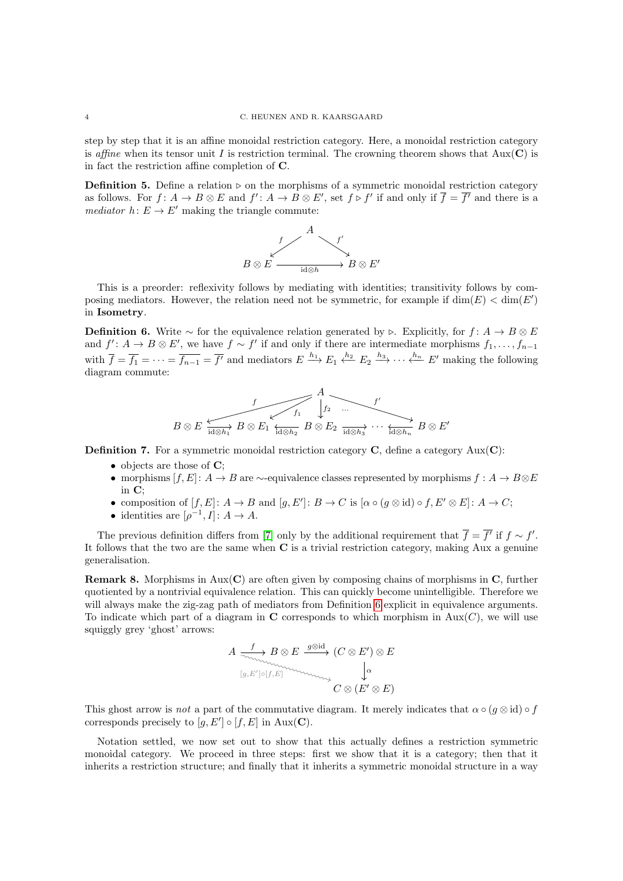step by step that it is an affine monoidal restriction category. Here, a monoidal restriction category is *affine* when its tensor unit $I$ is restriction terminal. The crowning theorem shows that $\mathrm{Aux}(\mathbf{C})$ is in fact the restriction affine completion of $\mathbf{C}$.

**Definition 5.** Define a relation $\triangleright$ on the morphisms of a symmetric monoidal restriction category as follows. For $f\colon A \to B \otimes E$ and $f'\colon A \to B \otimes E'$, set $f \triangleright f'$ if and only if $\overline{f} = \overline{f'}$ and there is a *mediator* $h\colon E \to E'$ making the triangle commute:

$$\begin{array}{ccc} & A & \\ {}^{f}\swarrow & & \searrow^{f'} \\ B \otimes E & \xrightarrow[\mathrm{id}\otimes h]{} & B \otimes E' \end{array}$$

This is a preorder: reflexivity follows by mediating with identities; transitivity follows by composing mediators. However, the relation need not be symmetric, for example if $\dim(E) < \dim(E')$ in **Isometry**.

**Definition 6.** Write $\sim$ for the equivalence relation generated by $\triangleright$. Explicitly, for $f\colon A \to B \otimes E$ and $f'\colon A \to B \otimes E'$, we have $f \sim f'$ if and only if there are intermediate morphisms $f_1, \dots, f_{n-1}$ with $\overline{f} = \overline{f_1} = \cdots = \overline{f_{n-1}} = \overline{f'}$ and mediators $E \xrightarrow{h_1} E_1 \xleftarrow{h_2} E_2 \xrightarrow{h_3} \cdots \xleftarrow{h_n} E'$ making the following diagram commute:

$$B \otimes E \xrightarrow[\mathrm{id}\otimes h_1]{} B \otimes E_1 \xleftarrow[\mathrm{id}\otimes h_2]{} B \otimes E_2 \xrightarrow[\mathrm{id}\otimes h_3]{} \cdots \xleftarrow[\mathrm{id}\otimes h_n]{} B \otimes E'$$

(with $f, f_1, f_2, \dots, f'$ emanating from $A$ into $B \otimes E, B \otimes E_1, B \otimes E_2, \dots, B \otimes E'$ respectively)

**Definition 7.** For a symmetric monoidal restriction category $\mathbf{C}$, define a category $\mathrm{Aux}(\mathbf{C})$:

- objects are those of $\mathbf{C}$;
- morphisms $[f, E]\colon A \to B$ are $\sim$-equivalence classes represented by morphisms $f : A \to B \otimes E$ in $\mathbf{C}$;
- composition of $[f, E]\colon A \to B$ and $[g, E']\colon B \to C$ is $[\alpha \circ (g \otimes \mathrm{id}) \circ f, E' \otimes E]\colon A \to C$;
- identities are $[\rho^{-1}, I]\colon A \to A$.

The previous definition differs from [7] only by the additional requirement that $\overline{f} = \overline{f'}$ if $f \sim f'$. It follows that the two are the same when $\mathbf{C}$ is a trivial restriction category, making Aux a genuine generalisation.

**Remark 8.** Morphisms in $\mathrm{Aux}(\mathbf{C})$ are often given by composing chains of morphisms in $\mathbf{C}$, further quotiented by a nontrivial equivalence relation. This can quickly become unintelligible. Therefore we will always make the zig-zag path of mediators from Definition 6 explicit in equivalence arguments. To indicate which part of a diagram in $\mathbf{C}$ corresponds to which morphism in $\mathrm{Aux}(C)$, we will use squiggly grey 'ghost' arrows:

$$A \xrightarrow{f} B \otimes E \xrightarrow{g\otimes\mathrm{id}} (C \otimes E') \otimes E \xrightarrow{\alpha} C \otimes (E' \otimes E)$$

(ghost arrow from $A$ to $C \otimes (E' \otimes E)$ labelled $[g, E'] \circ [f, E]$)

This ghost arrow is *not* a part of the commutative diagram. It merely indicates that $\alpha \circ (g \otimes \mathrm{id}) \circ f$ corresponds precisely to $[g, E'] \circ [f, E]$ in $\mathrm{Aux}(\mathbf{C})$.

Notation settled, we now set out to show that this actually defines a restriction symmetric monoidal category. We proceed in three steps: first we show that it is a category; then that it inherits a restriction structure; and finally that it inherits a symmetric monoidal structure in a way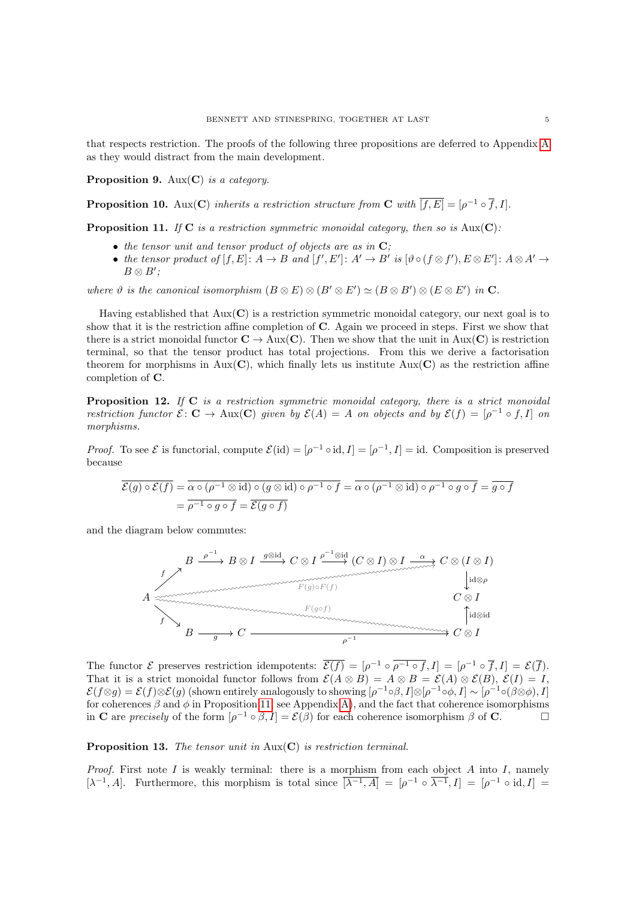that respects restriction. The proofs of the following three propositions are deferred to Appendix A as they would distract from the main development.

**Proposition 9.** *$\mathrm{Aux}(\mathbf{C})$ is a category.*

**Proposition 10.** *$\mathrm{Aux}(\mathbf{C})$ inherits a restriction structure from $\mathbf{C}$ with $\overline{[f,E]} = [\rho^{-1} \circ \overline{f}, I]$.*

**Proposition 11.** *If $\mathbf{C}$ is a restriction symmetric monoidal category, then so is $\mathrm{Aux}(\mathbf{C})$:*

- *the tensor unit and tensor product of objects are as in $\mathbf{C}$;*
- *the tensor product of $[f,E]\colon A \to B$ and $[f',E']\colon A' \to B'$ is $[\vartheta \circ (f \otimes f'), E \otimes E']\colon A \otimes A' \to B \otimes B'$;*

*where $\vartheta$ is the canonical isomorphism $(B \otimes E) \otimes (B' \otimes E') \simeq (B \otimes B') \otimes (E \otimes E')$ in $\mathbf{C}$.*

Having established that $\mathrm{Aux}(\mathbf{C})$ is a restriction symmetric monoidal category, our next goal is to show that it is the restriction affine completion of $\mathbf{C}$. Again we proceed in steps. First we show that there is a strict monoidal functor $\mathbf{C} \to \mathrm{Aux}(\mathbf{C})$. Then we show that the unit in $\mathrm{Aux}(\mathbf{C})$ is restriction terminal, so that the tensor product has total projections. From this we derive a factorisation theorem for morphisms in $\mathrm{Aux}(\mathbf{C})$, which finally lets us institute $\mathrm{Aux}(\mathbf{C})$ as the restriction affine completion of $\mathbf{C}$.

**Proposition 12.** *If $\mathbf{C}$ is a restriction symmetric monoidal category, there is a strict monoidal restriction functor $\mathcal{E}\colon \mathbf{C} \to \mathrm{Aux}(\mathbf{C})$ given by $\mathcal{E}(A) = A$ on objects and by $\mathcal{E}(f) = [\rho^{-1} \circ f, I]$ on morphisms.*

*Proof.* To see $\mathcal{E}$ is functorial, compute $\mathcal{E}(\mathrm{id}) = [\rho^{-1} \circ \mathrm{id}, I] = [\rho^{-1}, I] = \mathrm{id}$. Composition is preserved because

$$
\begin{aligned}
\overline{\mathcal{E}(g) \circ \mathcal{E}(f)} &= \overline{\alpha \circ (\rho^{-1} \otimes \mathrm{id}) \circ (g \otimes \mathrm{id}) \circ \rho^{-1} \circ f} = \overline{\alpha \circ (\rho^{-1} \otimes \mathrm{id}) \circ \rho^{-1} \circ g \circ f} = \overline{g \circ f} \\
&= \overline{\rho^{-1} \circ g \circ f} = \overline{\mathcal{E}(g \circ f)}
\end{aligned}
$$

and the diagram below commutes:

$$
\begin{array}{ccccccccccc}
 & & B & \xrightarrow{\rho^{-1}} & B \otimes I & \xrightarrow{g \otimes \mathrm{id}} & C \otimes I & \xrightarrow{\rho^{-1} \otimes \mathrm{id}} & (C \otimes I) \otimes I & \xrightarrow{\alpha} & C \otimes (I \otimes I) \\
 & \nearrow^{f} & & & & & & & & & \downarrow{\scriptstyle \mathrm{id} \otimes \rho} \\
A & & & & & & & & & & C \otimes I \\
 & \searrow_{f} & & & & & & & & & \uparrow{\scriptstyle \mathrm{id} \otimes \mathrm{id}} \\
 & & B & \xrightarrow[g]{} & C & & \xrightarrow[\rho^{-1}]{} & & & & C \otimes I
\end{array}
$$

(with wavy arrows $F(g) \circ F(f)\colon A \rightsquigarrow C \otimes (I \otimes I)$ and $F(g \circ f)\colon A \rightsquigarrow C \otimes I$)

The functor $\mathcal{E}$ preserves restriction idempotents: $\overline{\mathcal{E}(f)} = [\rho^{-1} \circ \overline{\rho^{-1} \circ f}, I] = [\rho^{-1} \circ \overline{f}, I] = \mathcal{E}(\overline{f})$. That it is a strict monoidal functor follows from $\mathcal{E}(A \otimes B) = A \otimes B = \mathcal{E}(A) \otimes \mathcal{E}(B)$, $\mathcal{E}(I) = I$, $\mathcal{E}(f \otimes g) = \mathcal{E}(f) \otimes \mathcal{E}(g)$ (shown entirely analogously to showing $[\rho^{-1} \circ \beta, I] \otimes [\rho^{-1} \circ \phi, I] \sim [\rho^{-1} \circ (\beta \otimes \phi), I]$ for coherences $\beta$ and $\phi$ in Proposition 11, see Appendix A), and the fact that coherence isomorphisms in $\mathbf{C}$ are *precisely* of the form $[\rho^{-1} \circ \beta, I] = \mathcal{E}(\beta)$ for each coherence isomorphism $\beta$ of $\mathbf{C}$. $\square$

**Proposition 13.** *The tensor unit in $\mathrm{Aux}(\mathbf{C})$ is restriction terminal.*

*Proof.* First note $I$ is weakly terminal: there is a morphism from each object $A$ into $I$, namely $[\lambda^{-1}, A]$. Furthermore, this morphism is total since $\overline{[\lambda^{-1}, A]} = [\rho^{-1} \circ \overline{\lambda^{-1}}, I] = [\rho^{-1} \circ \mathrm{id}, I] =$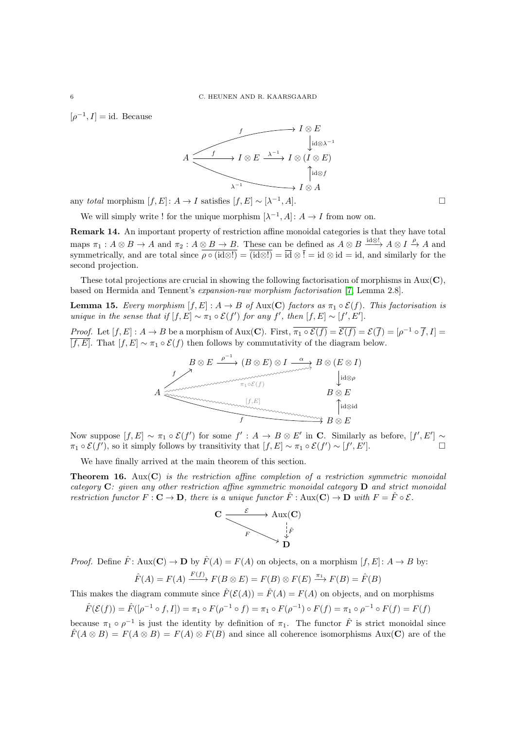$[\rho^{-1}, I] = \mathrm{id}$. Because

$$
\begin{array}{ccccc}
 & & f & \longrightarrow & I \otimes E \\
 & & & & \big\downarrow \mathrm{id}\otimes\lambda^{-1} \\
A & \xrightarrow{\ f\ } & I \otimes E & \xrightarrow{\ \lambda^{-1}\ } & I \otimes (I \otimes E) \\
 & & & & \big\uparrow \mathrm{id}\otimes f \\
 & & \lambda^{-1} & \longrightarrow & I \otimes A
\end{array}
$$

any *total* morphism $[f, E] \colon A \to I$ satisfies $[f, E] \sim [\lambda^{-1}, A]$. □

We will simply write ! for the unique morphism $[\lambda^{-1}, A] \colon A \to I$ from now on.

**Remark 14.** An important property of restriction affine monoidal categories is that they have total maps $\pi_1 : A \otimes B \to A$ and $\pi_2 : A \otimes B \to B$. These can be defined as $A \otimes B \xrightarrow{\mathrm{id}\otimes !} A \otimes I \xrightarrow{\rho} A$ and symmetrically, and are total since $\overline{\rho \circ (\mathrm{id}\otimes !)} = \overline{(\mathrm{id}\otimes !)} = \overline{\mathrm{id}} \otimes \overline{!} = \mathrm{id} \otimes \mathrm{id} = \mathrm{id}$, and similarly for the second projection.

These total projections are crucial in showing the following factorisation of morphisms in $\mathrm{Aux}(\mathbf{C})$, based on Hermida and Tennent's *expansion-raw morphism factorisation* [7, Lemma 2.8].

**Lemma 15.** *Every morphism $[f, E] : A \to B$ of $\mathrm{Aux}(\mathbf{C})$ factors as $\pi_1 \circ \mathcal{E}(f)$. This factorisation is unique in the sense that if $[f, E] \sim \pi_1 \circ \mathcal{E}(f')$ for any $f'$, then $[f, E] \sim [f', E']$.*

*Proof.* Let $[f, E] : A \to B$ be a morphism of $\mathrm{Aux}(\mathbf{C})$. First, $\overline{\pi_1 \circ \mathcal{E}(f)} = \overline{\mathcal{E}(f)} = \mathcal{E}(\overline{f}) = [\rho^{-1} \circ \overline{f}, I] = \overline{[f, E]}$. That $[f, E] \sim \pi_1 \circ \mathcal{E}(f)$ then follows by commutativity of the diagram below.

$$
\begin{array}{ccccc}
 & B \otimes E & \xrightarrow{\ \rho^{-1}\ } & (B \otimes E) \otimes I & \xrightarrow{\ \alpha\ } B \otimes (E \otimes I) \\
 {\scriptstyle f} \nearrow & & & & \big\downarrow \mathrm{id}\otimes\rho \\
A & & {\scriptstyle \pi_1 \circ \mathcal{E}(f)} & & B \otimes E \\
 & & {\scriptstyle [f,E]} & & \big\uparrow \mathrm{id}\otimes\mathrm{id} \\
 & & \xrightarrow{\qquad f \qquad} & & B \otimes E
\end{array}
$$

Now suppose $[f, E] \sim \pi_1 \circ \mathcal{E}(f')$ for some $f' : A \to B \otimes E'$ in $\mathbf{C}$. Similarly as before, $[f', E'] \sim \pi_1 \circ \mathcal{E}(f')$, so it simply follows by transitivity that $[f, E] \sim \pi_1 \circ \mathcal{E}(f') \sim [f', E']$. □

We have finally arrived at the main theorem of this section.

**Theorem 16.** *$\mathrm{Aux}(\mathbf{C})$ is the restriction affine completion of a restriction symmetric monoidal category $\mathbf{C}$: given any other restriction affine symmetric monoidal category $\mathbf{D}$ and strict monoidal restriction functor $F : \mathbf{C} \to \mathbf{D}$, there is a unique functor $\hat{F} : \mathrm{Aux}(\mathbf{C}) \to \mathbf{D}$ with $F = \hat{F} \circ \mathcal{E}$.*

$$
\begin{array}{ccc}
\mathbf{C} & \xrightarrow{\ \mathcal{E}\ } & \mathrm{Aux}(\mathbf{C}) \\
 & {\scriptstyle F} \searrow & \big\downarrow \hat{F} \\
 & & \mathbf{D}
\end{array}
$$

*Proof.* Define $\hat{F} \colon \mathrm{Aux}(\mathbf{C}) \to \mathbf{D}$ by $\hat{F}(A) = F(A)$ on objects, on a morphism $[f, E] \colon A \to B$ by:

$$\hat{F}(A) = F(A) \xrightarrow{F(f)} F(B \otimes E) = F(B) \otimes F(E) \xrightarrow{\pi_1} F(B) = \hat{F}(B)$$

This makes the diagram commute since $\hat{F}(\mathcal{E}(A)) = \hat{F}(A) = F(A)$ on objects, and on morphisms

$$\hat{F}(\mathcal{E}(f)) = \hat{F}([\rho^{-1} \circ f, I]) = \pi_1 \circ F(\rho^{-1} \circ f) = \pi_1 \circ F(\rho^{-1}) \circ F(f) = \pi_1 \circ \rho^{-1} \circ F(f) = F(f)$$

because $\pi_1 \circ \rho^{-1}$ is just the identity by definition of $\pi_1$. The functor $\hat{F}$ is strict monoidal since $\hat{F}(A \otimes B) = F(A \otimes B) = F(A) \otimes F(B)$ and since all coherence isomorphisms $\mathrm{Aux}(\mathbf{C})$ are of the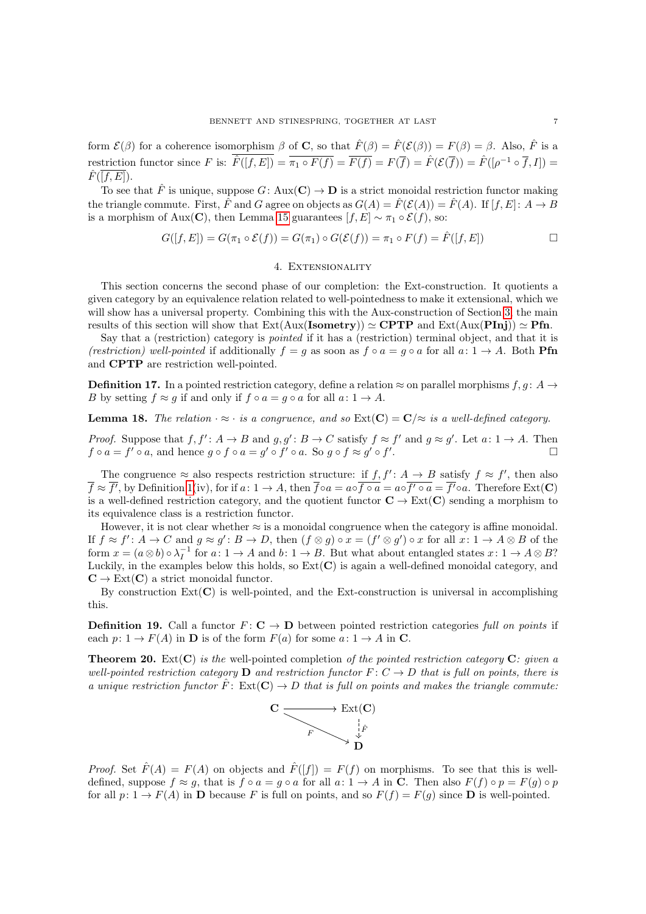form $\mathcal{E}(\beta)$ for a coherence isomorphism $\beta$ of $\mathbf{C}$, so that $\hat{F}(\beta) = \hat{F}(\mathcal{E}(\beta)) = F(\beta) = \beta$. Also, $\hat{F}$ is a restriction functor since $F$ is: $\overline{\hat{F}([f,E])} = \overline{\pi_1 \circ F(f)} = \overline{F(f)} = F(\overline{f}) = \hat{F}(\mathcal{E}(\overline{f})) = \hat{F}([\rho^{-1} \circ \overline{f}, I]) = \hat{F}(\overline{[f,E]})$.

To see that $\hat{F}$ is unique, suppose $G\colon \mathrm{Aux}(\mathbf{C}) \to \mathbf{D}$ is a strict monoidal restriction functor making the triangle commute. First, $\hat{F}$ and $G$ agree on objects as $G(A) = \hat{F}(\mathcal{E}(A)) = \hat{F}(A)$. If $[f,E]\colon A \to B$ is a morphism of $\mathrm{Aux}(\mathbf{C})$, then Lemma 15 guarantees $[f,E] \sim \pi_1 \circ \mathcal{E}(f)$, so:

$$G([f,E]) = G(\pi_1 \circ \mathcal{E}(f)) = G(\pi_1) \circ G(\mathcal{E}(f)) = \pi_1 \circ F(f) = \hat{F}([f,E]) \qquad \square$$

## 4. Extensionality

This section concerns the second phase of our completion: the Ext-construction. It quotients a given category by an equivalence relation related to well-pointedness to make it extensional, which we will show has a universal property. Combining this with the Aux-construction of Section 3, the main results of this section will show that $\mathrm{Ext}(\mathrm{Aux}(\mathbf{Isometry})) \simeq \mathbf{CPTP}$ and $\mathrm{Ext}(\mathrm{Aux}(\mathbf{PInj})) \simeq \mathbf{Pfn}$.

Say that a (restriction) category is *pointed* if it has a (restriction) terminal object, and that it is *(restriction) well-pointed* if additionally $f = g$ as soon as $f \circ a = g \circ a$ for all $a\colon 1 \to A$. Both $\mathbf{Pfn}$ and $\mathbf{CPTP}$ are restriction well-pointed.

**Definition 17.** In a pointed restriction category, define a relation $\approx$ on parallel morphisms $f, g\colon A \to B$ by setting $f \approx g$ if and only if $f \circ a = g \circ a$ for all $a\colon 1 \to A$.

**Lemma 18.** *The relation $\cdot \approx \cdot$ is a congruence, and so $\mathrm{Ext}(\mathbf{C}) = \mathbf{C}/{\approx}$ is a well-defined category.*

*Proof.* Suppose that $f, f'\colon A \to B$ and $g, g'\colon B \to C$ satisfy $f \approx f'$ and $g \approx g'$. Let $a\colon 1 \to A$. Then $f \circ a = f' \circ a$, and hence $g \circ f \circ a = g' \circ f' \circ a$. So $g \circ f \approx g' \circ f'$. $\square$

The congruence $\approx$ also respects restriction structure: if $f, f'\colon A \to B$ satisfy $f \approx f'$, then also $\overline{f} \approx \overline{f'}$, by Definition 1(iv), for if $a\colon 1 \to A$, then $\overline{f} \circ a = a \circ \overline{f \circ a} = a \circ \overline{f' \circ a} = \overline{f'} \circ a$. Therefore $\mathrm{Ext}(\mathbf{C})$ is a well-defined restriction category, and the quotient functor $\mathbf{C} \to \mathrm{Ext}(\mathbf{C})$ sending a morphism to its equivalence class is a restriction functor.

However, it is not clear whether $\approx$ is a monoidal congruence when the category is affine monoidal. If $f \approx f'\colon A \to C$ and $g \approx g'\colon B \to D$, then $(f \otimes g) \circ x = (f' \otimes g') \circ x$ for all $x\colon 1 \to A \otimes B$ of the form $x = (a \otimes b) \circ \lambda_I^{-1}$ for $a\colon 1 \to A$ and $b\colon 1 \to B$. But what about entangled states $x\colon 1 \to A \otimes B$? Luckily, in the examples below this holds, so $\mathrm{Ext}(\mathbf{C})$ is again a well-defined monoidal category, and $\mathbf{C} \to \mathrm{Ext}(\mathbf{C})$ a strict monoidal functor.

By construction $\mathrm{Ext}(\mathbf{C})$ is well-pointed, and the Ext-construction is universal in accomplishing this.

**Definition 19.** Call a functor $F\colon \mathbf{C} \to \mathbf{D}$ between pointed restriction categories *full on points* if each $p\colon 1 \to F(A)$ in $\mathbf{D}$ is of the form $F(a)$ for some $a\colon 1 \to A$ in $\mathbf{C}$.

**Theorem 20.** *$\mathrm{Ext}(\mathbf{C})$ is the* well-pointed completion *of the pointed restriction category $\mathbf{C}$: given a well-pointed restriction category $\mathbf{D}$ and restriction functor $F\colon C \to D$ that is full on points, there is a unique restriction functor $\hat{F}\colon \mathrm{Ext}(\mathbf{C}) \to D$ that is full on points and makes the triangle commute:*

$$\begin{array}{ccc} \mathbf{C} & \longrightarrow & \mathrm{Ext}(\mathbf{C}) \\ & {\scriptstyle F}\searrow & \downarrow {\scriptstyle \hat{F}} \\ & & \mathbf{D} \end{array}$$

*Proof.* Set $\hat{F}(A) = F(A)$ on objects and $\hat{F}([f]) = F(f)$ on morphisms. To see that this is well-defined, suppose $f \approx g$, that is $f \circ a = g \circ a$ for all $a\colon 1 \to A$ in $\mathbf{C}$. Then also $F(f) \circ p = F(g) \circ p$ for all $p\colon 1 \to F(A)$ in $\mathbf{D}$ because $F$ is full on points, and so $F(f) = F(g)$ since $\mathbf{D}$ is well-pointed.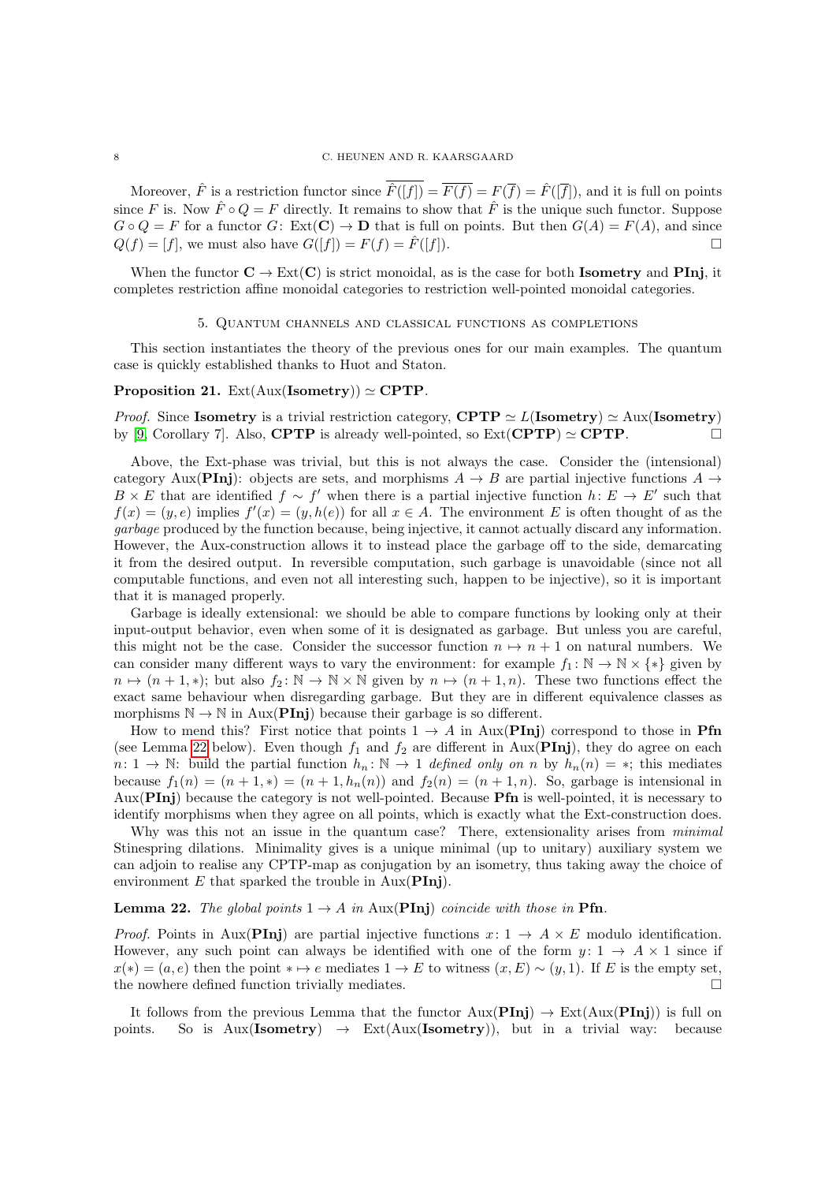Moreover, $\hat{F}$ is a restriction functor since $\widehat{F}(\overline{[f]}) = \overline{F(f)} = F(\overline{f}) = \hat{F}([\overline{f}])$, and it is full on points since $F$ is. Now $\hat{F} \circ Q = F$ directly. It remains to show that $\hat{F}$ is the unique such functor. Suppose $G \circ Q = F$ for a functor $G\colon \mathrm{Ext}(\mathbf{C}) \to \mathbf{D}$ that is full on points. But then $G(A) = F(A)$, and since $Q(f) = [f]$, we must also have $G([f]) = F(f) = \hat{F}([f])$. □

When the functor $\mathbf{C} \to \mathrm{Ext}(\mathbf{C})$ is strict monoidal, as is the case for both **Isometry** and **PInj**, it completes restriction affine monoidal categories to restriction well-pointed monoidal categories.

## 5. Quantum channels and classical functions as completions

This section instantiates the theory of the previous ones for our main examples. The quantum case is quickly established thanks to Huot and Staton.

**Proposition 21.** $\mathrm{Ext}(\mathrm{Aux}(\mathbf{Isometry})) \simeq \mathbf{CPTP}$.

*Proof.* Since **Isometry** is a trivial restriction category, $\mathbf{CPTP} \simeq L(\mathbf{Isometry}) \simeq \mathrm{Aux}(\mathbf{Isometry})$ by [9, Corollary 7]. Also, **CPTP** is already well-pointed, so $\mathrm{Ext}(\mathbf{CPTP}) \simeq \mathbf{CPTP}$. □

Above, the Ext-phase was trivial, but this is not always the case. Consider the (intensional) category $\mathrm{Aux}(\mathbf{PInj})$: objects are sets, and morphisms $A \to B$ are partial injective functions $A \to B \times E$ that are identified $f \sim f'$ when there is a partial injective function $h\colon E \to E'$ such that $f(x) = (y, e)$ implies $f'(x) = (y, h(e))$ for all $x \in A$. The environment $E$ is often thought of as the *garbage* produced by the function because, being injective, it cannot actually discard any information. However, the Aux-construction allows it to instead place the garbage off to the side, demarcating it from the desired output. In reversible computation, such garbage is unavoidable (since not all computable functions, and even not all interesting such, happen to be injective), so it is important that it is managed properly.

Garbage is ideally extensional: we should be able to compare functions by looking only at their input-output behavior, even when some of it is designated as garbage. But unless you are careful, this might not be the case. Consider the successor function $n \mapsto n + 1$ on natural numbers. We can consider many different ways to vary the environment: for example $f_1\colon \mathbb{N} \to \mathbb{N} \times \{*\}$ given by $n \mapsto (n + 1, *)$; but also $f_2\colon \mathbb{N} \to \mathbb{N} \times \mathbb{N}$ given by $n \mapsto (n + 1, n)$. These two functions effect the exact same behaviour when disregarding garbage. But they are in different equivalence classes as morphisms $\mathbb{N} \to \mathbb{N}$ in $\mathrm{Aux}(\mathbf{PInj})$ because their garbage is so different.

How to mend this? First notice that points $1 \to A$ in $\mathrm{Aux}(\mathbf{PInj})$ correspond to those in **Pfn** (see Lemma 22 below). Even though $f_1$ and $f_2$ are different in $\mathrm{Aux}(\mathbf{PInj})$, they do agree on each $n\colon 1 \to \mathbb{N}$: build the partial function $h_n\colon \mathbb{N} \to 1$ *defined only on* $n$ by $h_n(n) = *$; this mediates because $f_1(n) = (n + 1, *) = (n + 1, h_n(n))$ and $f_2(n) = (n + 1, n)$. So, garbage is intensional in $\mathrm{Aux}(\mathbf{PInj})$ because the category is not well-pointed. Because **Pfn** is well-pointed, it is necessary to identify morphisms when they agree on all points, which is exactly what the Ext-construction does.

Why was this not an issue in the quantum case? There, extensionality arises from *minimal* Stinespring dilations. Minimality gives is a unique minimal (up to unitary) auxiliary system we can adjoin to realise any CPTP-map as conjugation by an isometry, thus taking away the choice of environment $E$ that sparked the trouble in $\mathrm{Aux}(\mathbf{PInj})$.

**Lemma 22.** *The global points $1 \to A$ in $\mathrm{Aux}(\mathbf{PInj})$ coincide with those in* **Pfn**.

*Proof.* Points in $\mathrm{Aux}(\mathbf{PInj})$ are partial injective functions $x\colon 1 \to A \times E$ modulo identification. However, any such point can always be identified with one of the form $y\colon 1 \to A \times 1$ since if $x(*) = (a, e)$ then the point $* \mapsto e$ mediates $1 \to E$ to witness $(x, E) \sim (y, 1)$. If $E$ is the empty set, the nowhere defined function trivially mediates. □

It follows from the previous Lemma that the functor $\mathrm{Aux}(\mathbf{PInj}) \to \mathrm{Ext}(\mathrm{Aux}(\mathbf{PInj}))$ is full on points. So is $\mathrm{Aux}(\mathbf{Isometry}) \to \mathrm{Ext}(\mathrm{Aux}(\mathbf{Isometry}))$, but in a trivial way: because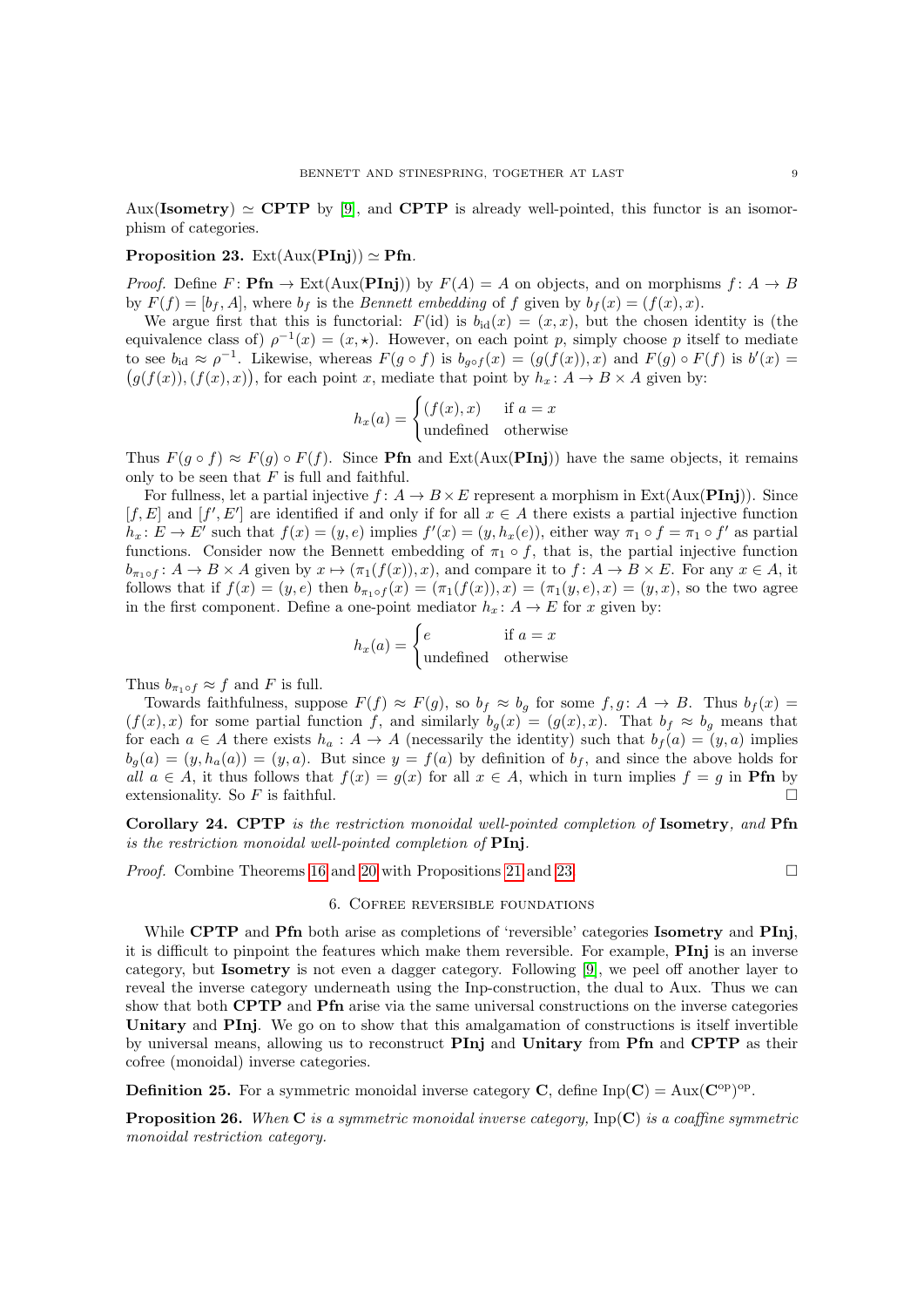Aux(**Isometry**) $\simeq$ **CPTP** by [9], and **CPTP** is already well-pointed, this functor is an isomorphism of categories.

**Proposition 23.** $\text{Ext}(\text{Aux}(\mathbf{PInj})) \simeq \mathbf{Pfn}$.

*Proof.* Define $F\colon \mathbf{Pfn} \to \text{Ext}(\text{Aux}(\mathbf{PInj}))$ by $F(A) = A$ on objects, and on morphisms $f\colon A \to B$ by $F(f) = [b_f, A]$, where $b_f$ is the *Bennett embedding* of $f$ given by $b_f(x) = (f(x), x)$.

We argue first that this is functorial: $F(\text{id})$ is $b_{\text{id}}(x) = (x, x)$, but the chosen identity is (the equivalence class of) $\rho^{-1}(x) = (x, \star)$. However, on each point $p$, simply choose $p$ itself to mediate to see $b_{\text{id}} \approx \rho^{-1}$. Likewise, whereas $F(g \circ f)$ is $b_{g\circ f}(x) = (g(f(x)), x)$ and $F(g) \circ F(f)$ is $b'(x) = \big(g(f(x)), (f(x), x)\big)$, for each point $x$, mediate that point by $h_x\colon A \to B \times A$ given by:

$$h_x(a) = \begin{cases} (f(x), x) & \text{if } a = x \\ \text{undefined} & \text{otherwise} \end{cases}$$

Thus $F(g \circ f) \approx F(g) \circ F(f)$. Since **Pfn** and $\text{Ext}(\text{Aux}(\mathbf{PInj}))$ have the same objects, it remains only to be seen that $F$ is full and faithful.

For fullness, let a partial injective $f\colon A \to B \times E$ represent a morphism in $\text{Ext}(\text{Aux}(\mathbf{PInj}))$. Since $[f, E]$ and $[f', E']$ are identified if and only if for all $x \in A$ there exists a partial injective function $h_x\colon E \to E'$ such that $f(x) = (y, e)$ implies $f'(x) = (y, h_x(e))$, either way $\pi_1 \circ f = \pi_1 \circ f'$ as partial functions. Consider now the Bennett embedding of $\pi_1 \circ f$, that is, the partial injective function $b_{\pi_1\circ f}\colon A \to B \times A$ given by $x \mapsto (\pi_1(f(x)), x)$, and compare it to $f\colon A \to B \times E$. For any $x \in A$, it follows that if $f(x) = (y, e)$ then $b_{\pi_1\circ f}(x) = (\pi_1(f(x)), x) = (\pi_1(y, e), x) = (y, x)$, so the two agree in the first component. Define a one-point mediator $h_x\colon A \to E$ for $x$ given by:

$$h_x(a) = \begin{cases} e & \text{if } a = x \\ \text{undefined} & \text{otherwise} \end{cases}$$

Thus $b_{\pi_1\circ f} \approx f$ and $F$ is full.

Towards faithfulness, suppose $F(f) \approx F(g)$, so $b_f \approx b_g$ for some $f, g\colon A \to B$. Thus $b_f(x) = (f(x), x)$ for some partial function $f$, and similarly $b_g(x) = (g(x), x)$. That $b_f \approx b_g$ means that for each $a \in A$ there exists $h_a : A \to A$ (necessarily the identity) such that $b_f(a) = (y, a)$ implies $b_g(a) = (y, h_a(a)) = (y, a)$. But since $y = f(a)$ by definition of $b_f$, and since the above holds for *all* $a \in A$, it thus follows that $f(x) = g(x)$ for all $x \in A$, which in turn implies $f = g$ in **Pfn** by extensionality. So $F$ is faithful. □

**Corollary 24.** **CPTP** *is the restriction monoidal well-pointed completion of* **Isometry***, and* **Pfn** *is the restriction monoidal well-pointed completion of* **PInj**.

*Proof.* Combine Theorems 16 and 20 with Propositions 21 and 23. □

## 6. Cofree reversible foundations

While **CPTP** and **Pfn** both arise as completions of 'reversible' categories **Isometry** and **PInj**, it is difficult to pinpoint the features which make them reversible. For example, **PInj** is an inverse category, but **Isometry** is not even a dagger category. Following [9], we peel off another layer to reveal the inverse category underneath using the Inp-construction, the dual to Aux. Thus we can show that both **CPTP** and **Pfn** arise via the same universal constructions on the inverse categories **Unitary** and **PInj**. We go on to show that this amalgamation of constructions is itself invertible by universal means, allowing us to reconstruct **PInj** and **Unitary** from **Pfn** and **CPTP** as their cofree (monoidal) inverse categories.

**Definition 25.** For a symmetric monoidal inverse category $\mathbf{C}$, define $\text{Inp}(\mathbf{C}) = \text{Aux}(\mathbf{C}^{\text{op}})^{\text{op}}$.

**Proposition 26.** *When* $\mathbf{C}$ *is a symmetric monoidal inverse category,* $\text{Inp}(\mathbf{C})$ *is a coaffine symmetric monoidal restriction category.*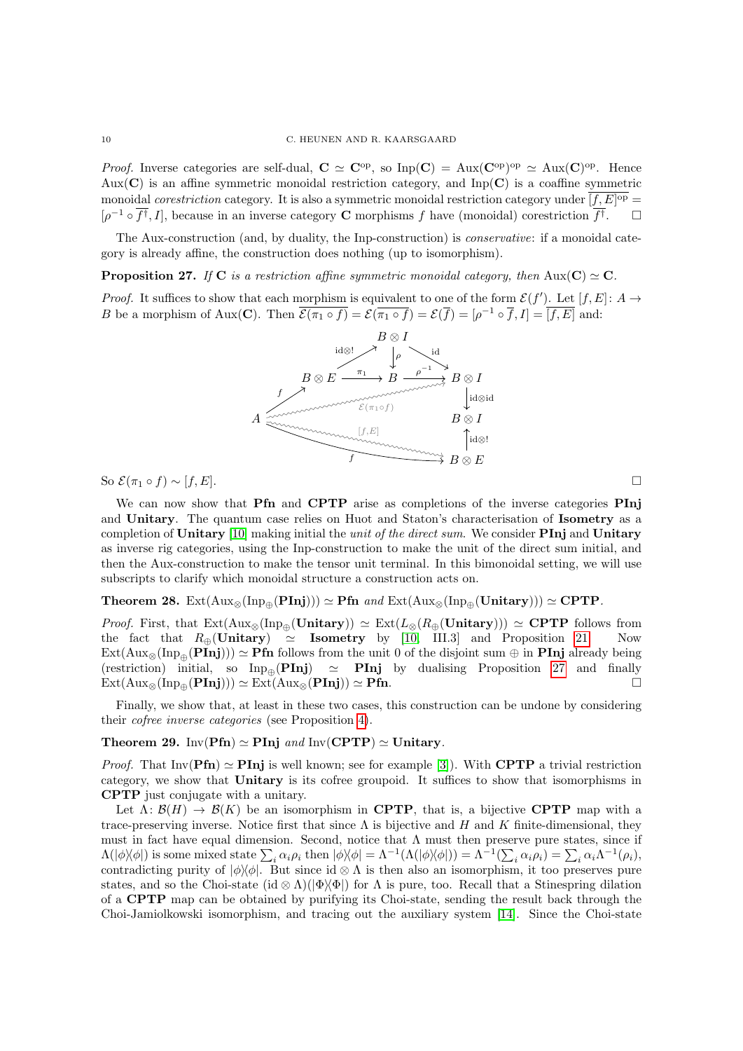*Proof.* Inverse categories are self-dual, $\mathbf{C} \simeq \mathbf{C}^{\mathrm{op}}$, so $\mathrm{Inp}(\mathbf{C}) = \mathrm{Aux}(\mathbf{C}^{\mathrm{op}})^{\mathrm{op}} \simeq \mathrm{Aux}(\mathbf{C})^{\mathrm{op}}$. Hence $\mathrm{Aux}(\mathbf{C})$ is an affine symmetric monoidal restriction category, and $\mathrm{Inp}(\mathbf{C})$ is a coaffine symmetric monoidal *corestriction* category. It is also a symmetric monoidal restriction category under $\overline{[f,E]^{\mathrm{op}}} = [\rho^{-1} \circ \overline{f^{\dagger}}, I]$, because in an inverse category $\mathbf{C}$ morphisms $f$ have (monoidal) corestriction $\overline{f^{\dagger}}$. $\square$

The Aux-construction (and, by duality, the Inp-construction) is *conservative*: if a monoidal category is already affine, the construction does nothing (up to isomorphism).

**Proposition 27.** *If $\mathbf{C}$ is a restriction affine symmetric monoidal category, then $\mathrm{Aux}(\mathbf{C}) \simeq \mathbf{C}$.*

*Proof.* It suffices to show that each morphism is equivalent to one of the form $\mathcal{E}(f')$. Let $[f, E] \colon A \to B$ be a morphism of $\mathrm{Aux}(\mathbf{C})$. Then $\overline{\mathcal{E}(\pi_1 \circ f)} = \mathcal{E}(\overline{\pi_1 \circ f}) = \mathcal{E}(\overline{f}) = [\rho^{-1} \circ \overline{f}, I] = \overline{[f,E]}$ and:

$$
\begin{array}{ccccc}
 & & B \otimes I & & \\
 & \overset{\mathrm{id}\otimes !}{\nearrow} & \downarrow \rho & \overset{\mathrm{id}}{\searrow} & \\
 & B \otimes E & \xrightarrow{\ \pi_1\ } \ B \ \xrightarrow{\ \rho^{-1}\ } & & B \otimes I \\
 \overset{f}{\nearrow} & & & & \downarrow \mathrm{id}\otimes\mathrm{id} \\
A & \rightsquigarrow_{\mathcal{E}(\pi_1 \circ f)} & & & B \otimes I \\
 & \rightsquigarrow_{[f,E]} & & & \uparrow \mathrm{id}\otimes ! \\
 & \xrightarrow{\qquad f \qquad} & & & B \otimes E
\end{array}
$$

So $\mathcal{E}(\pi_1 \circ f) \sim [f, E]$. $\square$

We can now show that **Pfn** and **CPTP** arise as completions of the inverse categories **PInj** and **Unitary**. The quantum case relies on Huot and Staton's characterisation of **Isometry** as a completion of **Unitary** [10] making initial the *unit of the direct sum*. We consider **PInj** and **Unitary** as inverse rig categories, using the Inp-construction to make the unit of the direct sum initial, and then the Aux-construction to make the tensor unit terminal. In this bimonoidal setting, we will use subscripts to clarify which monoidal structure a construction acts on.

**Theorem 28.** $\mathrm{Ext}(\mathrm{Aux}_{\otimes}(\mathrm{Inp}_{\oplus}(\mathbf{PInj}))) \simeq \mathbf{Pfn}$ *and* $\mathrm{Ext}(\mathrm{Aux}_{\otimes}(\mathrm{Inp}_{\oplus}(\mathbf{Unitary}))) \simeq \mathbf{CPTP}$.

*Proof.* First, that $\mathrm{Ext}(\mathrm{Aux}_{\otimes}(\mathrm{Inp}_{\oplus}(\mathbf{Unitary})) \simeq \mathrm{Ext}(L_{\otimes}(R_{\oplus}(\mathbf{Unitary}))) \simeq \mathbf{CPTP}$ follows from the fact that $R_{\oplus}(\mathbf{Unitary}) \simeq \mathbf{Isometry}$ by [10, III.3] and Proposition 21. Now $\mathrm{Ext}(\mathrm{Aux}_{\otimes}(\mathrm{Inp}_{\oplus}(\mathbf{PInj}))) \simeq \mathbf{Pfn}$ follows from the unit 0 of the disjoint sum $\oplus$ in **PInj** already being (restriction) initial, so $\mathrm{Inp}_{\oplus}(\mathbf{PInj}) \simeq \mathbf{PInj}$ by dualising Proposition 27 and finally $\mathrm{Ext}(\mathrm{Aux}_{\otimes}(\mathrm{Inp}_{\oplus}(\mathbf{PInj}))) \simeq \mathrm{Ext}(\mathrm{Aux}_{\otimes}(\mathbf{PInj})) \simeq \mathbf{Pfn}$. $\square$

Finally, we show that, at least in these two cases, this construction can be undone by considering their *cofree inverse categories* (see Proposition 4).

**Theorem 29.** $\mathrm{Inv}(\mathbf{Pfn}) \simeq \mathbf{PInj}$ *and* $\mathrm{Inv}(\mathbf{CPTP}) \simeq \mathbf{Unitary}$.

*Proof.* That $\mathrm{Inv}(\mathbf{Pfn}) \simeq \mathbf{PInj}$ is well known; see for example [3]). With **CPTP** a trivial restriction category, we show that **Unitary** is its cofree groupoid. It suffices to show that isomorphisms in **CPTP** just conjugate with a unitary.

Let $\Lambda \colon \mathcal{B}(H) \to \mathcal{B}(K)$ be an isomorphism in **CPTP**, that is, a bijective **CPTP** map with a trace-preserving inverse. Notice first that since $\Lambda$ is bijective and $H$ and $K$ finite-dimensional, they must in fact have equal dimension. Second, notice that $\Lambda$ must then preserve pure states, since if $\Lambda(|\phi\rangle\langle\phi|)$ is some mixed state $\sum_i \alpha_i \rho_i$ then $|\phi\rangle\langle\phi| = \Lambda^{-1}(\Lambda(|\phi\rangle\langle\phi|)) = \Lambda^{-1}(\sum_i \alpha_i \rho_i) = \sum_i \alpha_i \Lambda^{-1}(\rho_i)$, contradicting purity of $|\phi\rangle\langle\phi|$. But since $\mathrm{id} \otimes \Lambda$ is then also an isomorphism, it too preserves pure states, and so the Choi-state $(\mathrm{id} \otimes \Lambda)(|\Phi\rangle\langle\Phi|)$ for $\Lambda$ is pure, too. Recall that a Stinespring dilation of a **CPTP** map can be obtained by purifying its Choi-state, sending the result back through the Choi-Jamiolkowski isomorphism, and tracing out the auxiliary system [14]. Since the Choi-state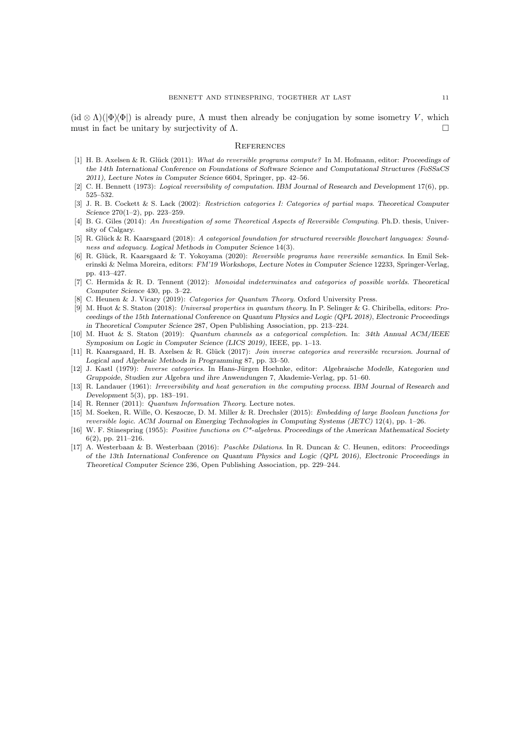$(\mathrm{id} \otimes \Lambda)(|\Phi\rangle\langle\Phi|)$ is already pure, $\Lambda$ must then already be conjugation by some isometry $V$, which must in fact be unitary by surjectivity of $\Lambda$. □

## References

[1] H. B. Axelsen & R. Glück (2011): *What do reversible programs compute?* In M. Hofmann, editor: *Proceedings of the 14th International Conference on Foundations of Software Science and Computational Structures (FoSSaCS 2011)*, *Lecture Notes in Computer Science* 6604, Springer, pp. 42–56.

[2] C. H. Bennett (1973): *Logical reversibility of computation*. *IBM Journal of Research and Development* 17(6), pp. 525–532.

[3] J. R. B. Cockett & S. Lack (2002): *Restriction categories I: Categories of partial maps*. *Theoretical Computer Science* 270(1–2), pp. 223–259.

[4] B. G. Giles (2014): *An Investigation of some Theoretical Aspects of Reversible Computing*. Ph.D. thesis, University of Calgary.

[5] R. Glück & R. Kaarsgaard (2018): *A categorical foundation for structured reversible flowchart languages: Soundness and adequacy*. *Logical Methods in Computer Science* 14(3).

[6] R. Glück, R. Kaarsgaard & T. Yokoyama (2020): *Reversible programs have reversible semantics*. In Emil Sekerinski & Nelma Moreira, editors: *FM'19 Workshops*, *Lecture Notes in Computer Science* 12233, Springer-Verlag, pp. 413–427.

[7] C. Hermida & R. D. Tennent (2012): *Monoidal indeterminates and categories of possible worlds*. *Theoretical Computer Science* 430, pp. 3–22.

[8] C. Heunen & J. Vicary (2019): *Categories for Quantum Theory*. Oxford University Press.

[9] M. Huot & S. Staton (2018): *Universal properties in quantum theory*. In P. Selinger & G. Chiribella, editors: *Proceedings of the 15th International Conference on Quantum Physics and Logic (QPL 2018)*, *Electronic Proceedings in Theoretical Computer Science* 287, Open Publishing Association, pp. 213–224.

[10] M. Huot & S. Staton (2019): *Quantum channels as a categorical completion*. In: *34th Annual ACM/IEEE Symposium on Logic in Computer Science (LICS 2019)*, IEEE, pp. 1–13.

[11] R. Kaarsgaard, H. B. Axelsen & R. Glück (2017): *Join inverse categories and reversible recursion*. *Journal of Logical and Algebraic Methods in Programming* 87, pp. 33–50.

[12] J. Kastl (1979): *Inverse categories*. In Hans-Jürgen Hoehnke, editor: *Algebraische Modelle, Kategorien und Gruppoide*, *Studien zur Algebra und ihre Anwendungen* 7, Akademie-Verlag, pp. 51–60.

[13] R. Landauer (1961): *Irreversibility and heat generation in the computing process*. *IBM Journal of Research and Development* 5(3), pp. 183–191.

[14] R. Renner (2011): *Quantum Information Theory*. Lecture notes.

[15] M. Soeken, R. Wille, O. Keszocze, D. M. Miller & R. Drechsler (2015): *Embedding of large Boolean functions for reversible logic*. *ACM Journal on Emerging Technologies in Computing Systems (JETC)* 12(4), pp. 1–26.

[16] W. F. Stinespring (1955): *Positive functions on C\*-algebras*. *Proceedings of the American Mathematical Society* 6(2), pp. 211–216.

[17] A. Westerbaan & B. Westerbaan (2016): *Paschke Dilations*. In R. Duncan & C. Heunen, editors: *Proceedings of the 13th International Conference on Quantum Physics and Logic (QPL 2016)*, *Electronic Proceedings in Theoretical Computer Science* 236, Open Publishing Association, pp. 229–244.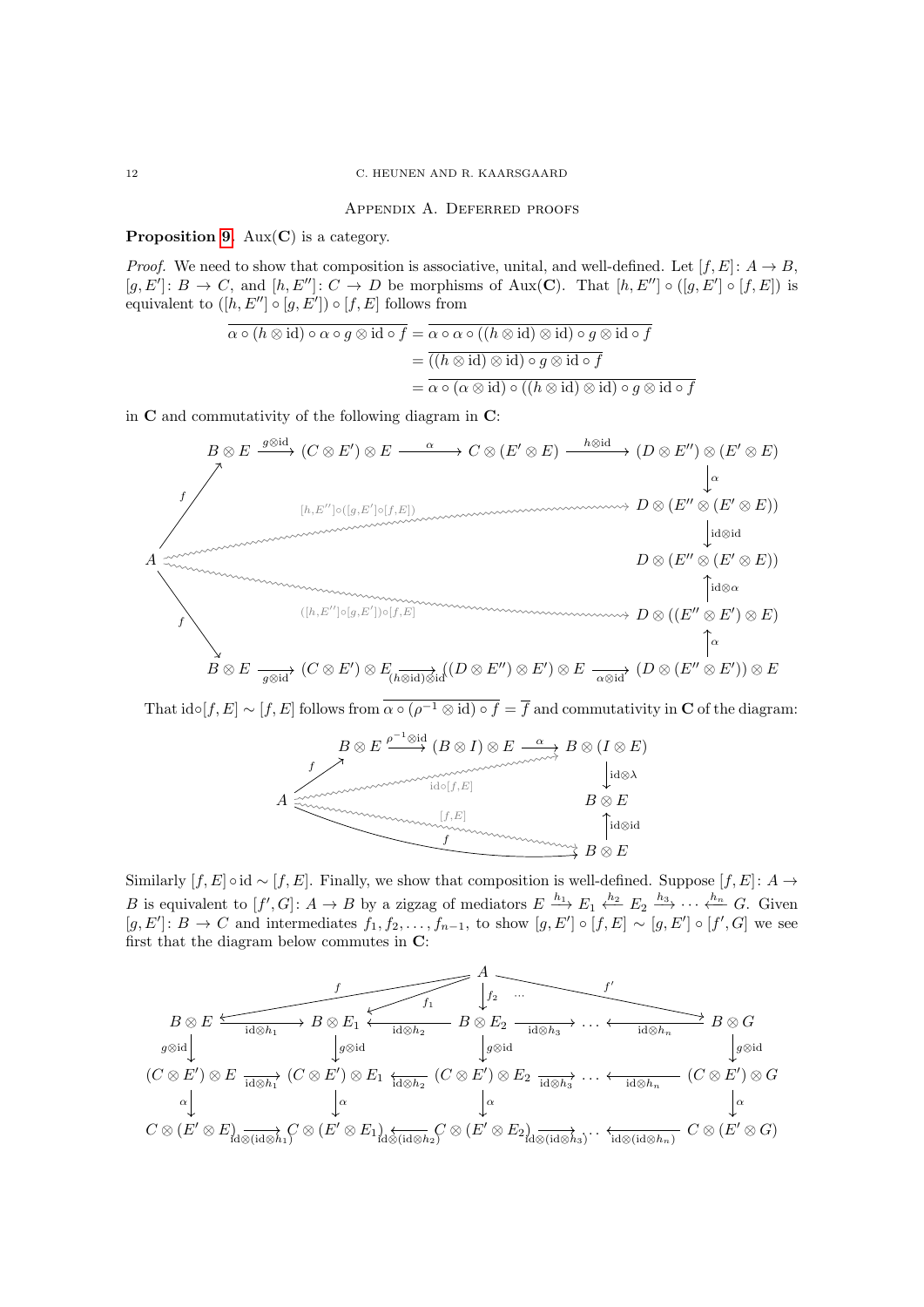## Appendix A. Deferred proofs

**Proposition 9.** $\mathrm{Aux}(\mathbf{C})$ is a category.

*Proof.* We need to show that composition is associative, unital, and well-defined. Let $[f, E]\colon A \to B$, $[g, E']\colon B \to C$, and $[h, E'']\colon C \to D$ be morphisms of $\mathrm{Aux}(\mathbf{C})$. That $[h, E''] \circ ([g, E'] \circ [f, E])$ is equivalent to $([h, E''] \circ [g, E']) \circ [f, E]$ follows from

$$\begin{aligned}
\overline{\alpha \circ (h \otimes \mathrm{id}) \circ \alpha \circ g \otimes \mathrm{id} \circ f} &= \overline{\alpha \circ \alpha \circ ((h \otimes \mathrm{id}) \otimes \mathrm{id}) \circ g \otimes \mathrm{id} \circ f} \\
&= \overline{((h \otimes \mathrm{id}) \otimes \mathrm{id}) \circ g \otimes \mathrm{id} \circ f} \\
&= \overline{\alpha \circ (\alpha \otimes \mathrm{id}) \circ ((h \otimes \mathrm{id}) \otimes \mathrm{id}) \circ g \otimes \mathrm{id} \circ f}
\end{aligned}$$

in $\mathbf{C}$ and commutativity of the following diagram in $\mathbf{C}$:

$$\begin{array}{ccccccc}
 & B \otimes E & \xrightarrow{g\otimes\mathrm{id}} & (C \otimes E') \otimes E & \xrightarrow{\alpha} C \otimes (E' \otimes E) \xrightarrow{h\otimes\mathrm{id}} & (D \otimes E'') \otimes (E' \otimes E) \\
 & & & & & \downarrow \alpha \\
 & & & \overset{[h,E'']\circ([g,E']\circ[f,E])}{\rightsquigarrow} & & D \otimes (E'' \otimes (E' \otimes E)) \\
A & & & & & \downarrow \mathrm{id}\otimes\mathrm{id} \\
 & & & & & D \otimes (E'' \otimes (E' \otimes E)) \\
 & & & & & \uparrow \mathrm{id}\otimes\alpha \\
 & & & \overset{([h,E'']\circ[g,E'])\circ[f,E]}{\rightsquigarrow} & & D \otimes ((E'' \otimes E') \otimes E) \\
 & & & & & \uparrow \alpha \\
 & B \otimes E & \xrightarrow{g\otimes\mathrm{id}} & (C \otimes E') \otimes E \xrightarrow{(h\otimes\mathrm{id})\otimes\mathrm{id}} ((D \otimes E'') \otimes E') \otimes E & \xrightarrow{\alpha\otimes\mathrm{id}} & (D \otimes (E'' \otimes E')) \otimes E
\end{array}$$

(with $f\colon A \to B \otimes E$ on both the upper and lower branches)

That $\mathrm{id} \circ [f, E] \sim [f, E]$ follows from $\overline{\alpha \circ (\rho^{-1} \otimes \mathrm{id}) \circ f} = \overline{f}$ and commutativity in $\mathbf{C}$ of the diagram:

$$\begin{array}{ccc}
B \otimes E \xrightarrow{\rho^{-1}\otimes\mathrm{id}} (B \otimes I) \otimes E & \xrightarrow{\alpha} & B \otimes (I \otimes E) \\
 & & \downarrow \mathrm{id}\otimes\lambda \\
A \quad \overset{\mathrm{id}\circ[f,E]}{\rightsquigarrow} & & B \otimes E \\
 & & \uparrow \mathrm{id}\otimes\mathrm{id} \\
\overset{[f,E]}{\rightsquigarrow} \quad \xrightarrow{f} & & B \otimes E
\end{array}$$

Similarly $[f, E] \circ \mathrm{id} \sim [f, E]$. Finally, we show that composition is well-defined. Suppose $[f, E]\colon A \to B$ is equivalent to $[f', G]\colon A \to B$ by a zigzag of mediators $E \xrightarrow{h_1} E_1 \xleftarrow{h_2} E_2 \xrightarrow{h_3} \cdots \xleftarrow{h_n} G$. Given $[g, E']\colon B \to C$ and intermediates $f_1, f_2, \ldots, f_{n-1}$, to show $[g, E'] \circ [f, E] \sim [g, E'] \circ [f', G]$ we see first that the diagram below commutes in $\mathbf{C}$:

$$\begin{array}{ccccccccc}
 & & & & A & & & & \\
 & \swarrow f & & \swarrow f_1 & \downarrow f_2 & \cdots & & f' \searrow & \\
B \otimes E & \xrightarrow{\mathrm{id}\otimes h_1} & B \otimes E_1 & \xleftarrow{\mathrm{id}\otimes h_2} & B \otimes E_2 & \xrightarrow{\mathrm{id}\otimes h_3} & \cdots & \xleftarrow{\mathrm{id}\otimes h_n} & B \otimes G \\
\downarrow g\otimes\mathrm{id} & & \downarrow g\otimes\mathrm{id} & & \downarrow g\otimes\mathrm{id} & & & & \downarrow g\otimes\mathrm{id} \\
(C \otimes E') \otimes E & \xrightarrow{\mathrm{id}\otimes h_1} & (C \otimes E') \otimes E_1 & \xleftarrow{\mathrm{id}\otimes h_2} & (C \otimes E') \otimes E_2 & \xrightarrow{\mathrm{id}\otimes h_3} & \cdots & \xleftarrow{\mathrm{id}\otimes h_n} & (C \otimes E') \otimes G \\
\downarrow \alpha & & \downarrow \alpha & & \downarrow \alpha & & & & \downarrow \alpha \\
C \otimes (E' \otimes E) & \xrightarrow{\mathrm{id}\otimes(\mathrm{id}\otimes h_1)} & C \otimes (E' \otimes E_1) & \xleftarrow{\mathrm{id}\otimes(\mathrm{id}\otimes h_2)} & C \otimes (E' \otimes E_2) & \xrightarrow{\mathrm{id}\otimes(\mathrm{id}\otimes h_3)} & \cdots & \xleftarrow{\mathrm{id}\otimes(\mathrm{id}\otimes h_n)} & C \otimes (E' \otimes G)
\end{array}$$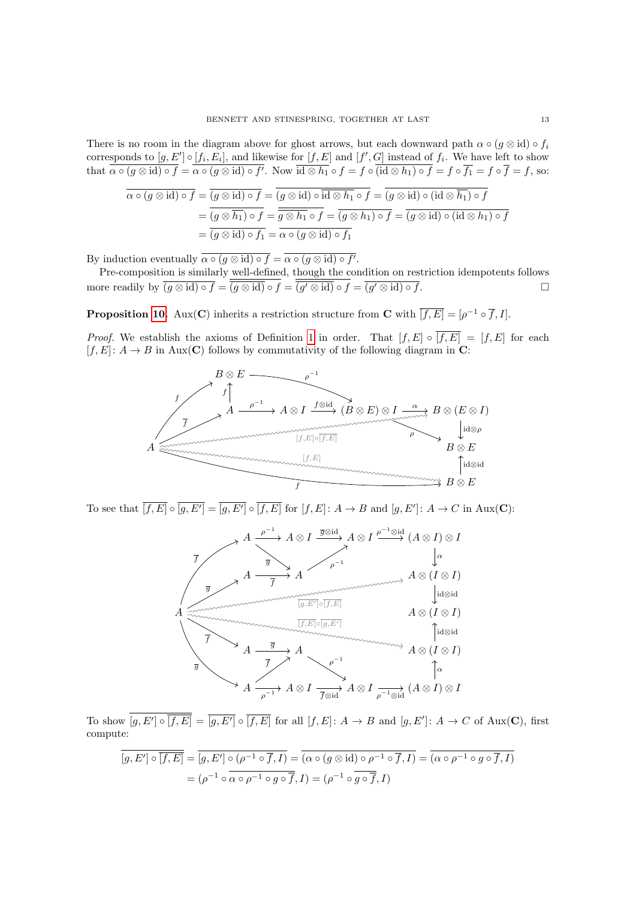There is no room in the diagram above for ghost arrows, but each downward path $\alpha \circ (g \otimes \mathrm{id}) \circ f_i$ corresponds to $[g, E'] \circ [f_i, E_i]$, and likewise for $[f, E]$ and $[f', G]$ instead of $f_i$. We have left to show that $\overline{\alpha \circ (g \otimes \mathrm{id}) \circ f} = \overline{\alpha \circ (g \otimes \mathrm{id}) \circ f'}$. Now $\overline{\mathrm{id} \otimes h_1} \circ f = f \circ \overline{(\mathrm{id} \otimes h_1) \circ f} = f \circ \overline{f_1} = f \circ \overline{f} = f$, so:

$$
\begin{aligned}
\overline{\alpha \circ (g \otimes \mathrm{id}) \circ f} &= \overline{(g \otimes \mathrm{id}) \circ f} = \overline{(g \otimes \mathrm{id}) \circ \overline{\mathrm{id} \otimes h_1} \circ f} = \overline{(g \otimes \mathrm{id}) \circ (\mathrm{id} \otimes \overline{h_1}) \circ f} \\
&= \overline{(g \otimes \overline{h_1}) \circ f} = \overline{\overline{g \otimes h_1} \circ f} = \overline{(g \otimes h_1) \circ f} = \overline{(g \otimes \mathrm{id}) \circ (\mathrm{id} \otimes h_1) \circ f} \\
&= \overline{(g \otimes \mathrm{id}) \circ f_1} = \overline{\alpha \circ (g \otimes \mathrm{id}) \circ f_1}
\end{aligned}
$$

By induction eventually $\overline{\alpha \circ (g \otimes \mathrm{id}) \circ f} = \overline{\alpha \circ (g \otimes \mathrm{id}) \circ f'}$.

Pre-composition is similarly well-defined, though the condition on restriction idempotents follows more readily by $\overline{(g \otimes \mathrm{id}) \circ f} = \overline{\overline{(g \otimes \mathrm{id})} \circ f} = \overline{\overline{(g' \otimes \mathrm{id})} \circ f} = \overline{(g' \otimes \mathrm{id}) \circ f}$. □

**Proposition 10.** $\mathrm{Aux}(\mathbf{C})$ inherits a restriction structure from $\mathbf{C}$ with $\overline{[f, E]} = [\rho^{-1} \circ \overline{f}, I]$.

*Proof.* We establish the axioms of Definition 1 in order. That $[f, E] \circ \overline{[f, E]} = [f, E]$ for each $[f, E] \colon A \to B$ in $\mathrm{Aux}(\mathbf{C})$ follows by commutativity of the following diagram in $\mathbf{C}$:

$$
\begin{array}{l}
A \xrightarrow{\overline{f}} A \xrightarrow{\rho^{-1}} A \otimes I \xrightarrow{f \otimes \mathrm{id}} (B \otimes E) \otimes I \xrightarrow{\alpha} B \otimes (E \otimes I) \xrightarrow{\mathrm{id} \otimes \rho} B \otimes E \\
A \xrightarrow{f} B \otimes E \xrightarrow{\mathrm{id} \otimes \mathrm{id}} B \otimes E \\
A \xrightarrow{f} B \otimes E \xrightarrow{\rho^{-1}} (B \otimes E) \otimes I \xrightarrow{\rho} B \otimes E
\end{array}
$$

with $A \xrightarrow{f} B \otimes E$ also factoring as $A \xrightarrow{\overline{f}} A \xrightarrow{f} B \otimes E$; ghost arrows $[f, E] \circ \overline{[f, E]}$ and $[f, E]$.

To see that $\overline{[f, E]} \circ \overline{[g, E']} = \overline{[g, E']} \circ \overline{[f, E]}$ for $[f, E] \colon A \to B$ and $[g, E'] \colon A \to C$ in $\mathrm{Aux}(\mathbf{C})$:

$$
\begin{array}{l}
A \xrightarrow{\overline{f}} A \xrightarrow{\rho^{-1}} A \otimes I \xrightarrow{\overline{g} \otimes \mathrm{id}} A \otimes I \xrightarrow{\rho^{-1} \otimes \mathrm{id}} (A \otimes I) \otimes I \xrightarrow{\alpha} A \otimes (I \otimes I) \xrightarrow{\mathrm{id} \otimes \mathrm{id}} A \otimes (I \otimes I) \\
A \xrightarrow{\overline{g}} A \xrightarrow{\overline{f}} A \xrightarrow{\rho^{-1}} A \otimes I, \qquad A \xrightarrow{\overline{f}} A \xrightarrow{\overline{g}} A \xrightarrow{\rho^{-1}} A \otimes I \\
A \xrightarrow{\overline{g}} A \xrightarrow{\rho^{-1}} A \otimes I \xrightarrow{\overline{f} \otimes \mathrm{id}} A \otimes I \xrightarrow{\rho^{-1} \otimes \mathrm{id}} (A \otimes I) \otimes I \xrightarrow{\alpha} A \otimes (I \otimes I) \xrightarrow{\mathrm{id} \otimes \mathrm{id}} A \otimes (I \otimes I)
\end{array}
$$

with ghost arrows $\overline{[g, E']} \circ \overline{[f, E]}$ and $\overline{[f, E]} \circ \overline{[g, E']}$.

To show $\overline{[g, E'] \circ \overline{[f, E]}} = \overline{[g, E']} \circ \overline{[f, E]}$ for all $[f, E] \colon A \to B$ and $[g, E'] \colon A \to C$ of $\mathrm{Aux}(\mathbf{C})$, first compute:

$$
\begin{aligned}
\overline{[g, E'] \circ \overline{[f, E]}} &= \overline{[g, E'] \circ (\rho^{-1} \circ \overline{f}, I)} = \overline{(\alpha \circ (g \otimes \mathrm{id}) \circ \rho^{-1} \circ \overline{f}, I)} = \overline{(\alpha \circ \rho^{-1} \circ g \circ \overline{f}, I)} \\
&= (\rho^{-1} \circ \overline{\alpha \circ \rho^{-1} \circ g \circ \overline{f}}, I) = (\rho^{-1} \circ \overline{g \circ \overline{f}}, I)
\end{aligned}
$$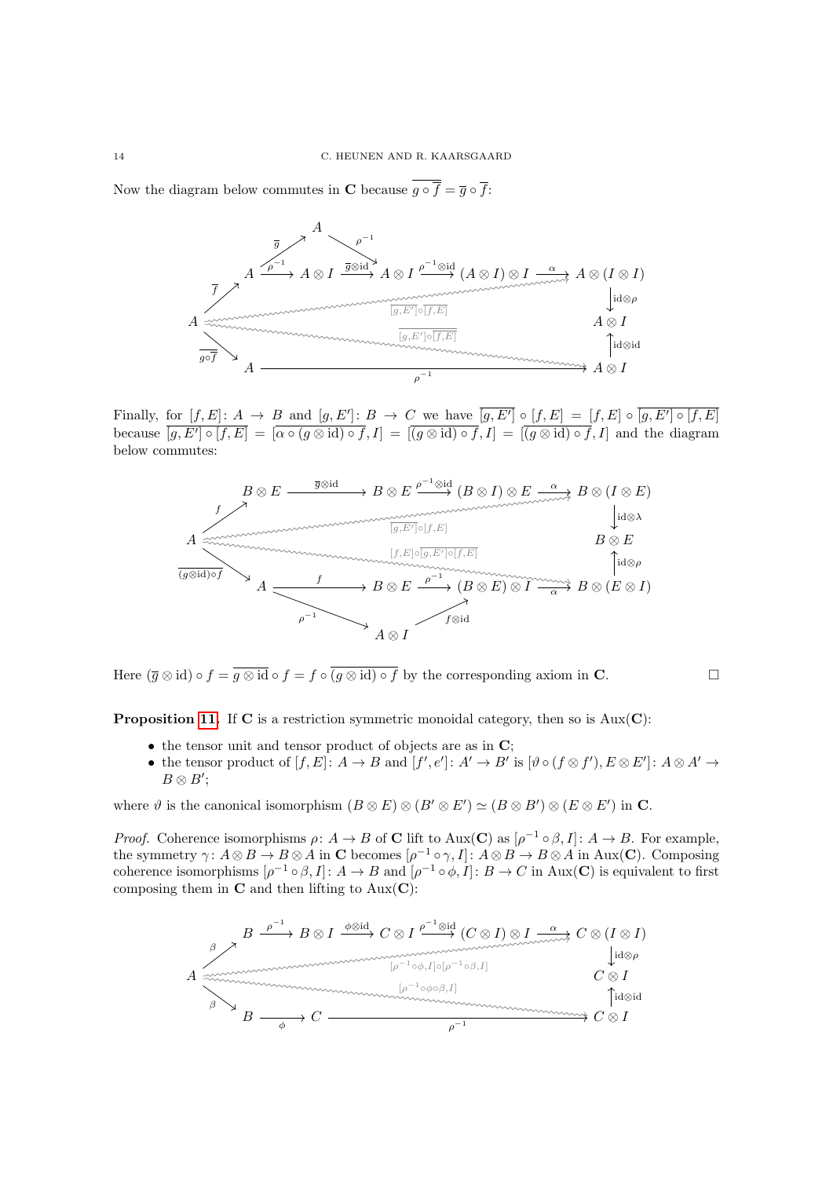Now the diagram below commutes in $\mathbf{C}$ because $\overline{g \circ \overline{f}} = \overline{g} \circ \overline{f}$:

$$
\begin{array}{ccccccccc}
 & & A & & & & & & \\
 & \overset{\overline{g}}{\nearrow} & & \overset{\rho^{-1}}{\searrow} & & & & & \\
 & A & \xrightarrow{\rho^{-1}} A \otimes I & \xrightarrow{\overline{g}\otimes \mathrm{id}} & A \otimes I & \xrightarrow{\rho^{-1}\otimes\mathrm{id}} & (A\otimes I)\otimes I & \xrightarrow{\alpha} & A \otimes (I \otimes I) \\
\overset{\overline{f}}{\nearrow} & & & & \overline{[g,E']\circ\overline{[f,E]}} & & & & \downarrow \mathrm{id}\otimes\rho \\
A & & & & & & & & A \otimes I \\
\underset{\overline{g\circ\overline{f}}}{\searrow} & & & & \overline{[g,E']\circ\overline{[f,E]}} & & & & \uparrow \mathrm{id}\otimes\mathrm{id} \\
 & A & & & \xrightarrow{\rho^{-1}} & & & & A \otimes I
\end{array}
$$

Finally, for $[f,E]\colon A \to B$ and $[g,E']\colon B \to C$ we have $\overline{[g,E']} \circ [f,E] = [f,E] \circ \overline{\overline{[g,E']} \circ [f,E]}$ because $\overline{[g,E']} \circ [f,E] = [\overline{\alpha \circ (g \otimes \mathrm{id}) \circ f}, I] = [\overline{(g \otimes \mathrm{id}) \circ f}, I] = [\overline{(g \otimes \mathrm{id}) \circ f}, I]$ and the diagram below commutes:

$$
\begin{array}{ccccccccc}
 & B \otimes E & \xrightarrow{\overline{g}\otimes\mathrm{id}} & B \otimes E & \xrightarrow{\rho^{-1}\otimes\mathrm{id}} & (B\otimes I)\otimes E & \xrightarrow{\alpha} & B \otimes (I \otimes E) \\
\overset{f}{\nearrow} & & & \overline{[g,E']}\circ[f,E] & & & & \downarrow \mathrm{id}\otimes\lambda \\
A & & & & & & & B \otimes E \\
\underset{\overline{(g\otimes\mathrm{id})\circ f}}{\searrow} & & & [f,E]\circ\overline{\overline{[g,E']}\circ[f,E]} & & & & \uparrow \mathrm{id}\otimes\rho \\
 & A & \xrightarrow{f} & B \otimes E & \xrightarrow{\rho^{-1}} & (B\otimes E)\otimes I & \xrightarrow{\alpha} & B \otimes (E \otimes I) \\
 & & \underset{\rho^{-1}}{\searrow} & A \otimes I & \underset{f\otimes\mathrm{id}}{\nearrow} & & &
\end{array}
$$

Here $(\overline{g} \otimes \mathrm{id}) \circ f = \overline{g \otimes \mathrm{id}} \circ f = f \circ \overline{(g \otimes \mathrm{id}) \circ f}$ by the corresponding axiom in $\mathbf{C}$. □

**Proposition 11.** If $\mathbf{C}$ is a restriction symmetric monoidal category, then so is $\mathrm{Aux}(\mathbf{C})$:

- the tensor unit and tensor product of objects are as in $\mathbf{C}$;
- the tensor product of $[f,E]\colon A \to B$ and $[f',e']\colon A' \to B'$ is $[\vartheta \circ (f \otimes f'), E \otimes E']\colon A \otimes A' \to B \otimes B'$;

where $\vartheta$ is the canonical isomorphism $(B \otimes E) \otimes (B' \otimes E') \simeq (B \otimes B') \otimes (E \otimes E')$ in $\mathbf{C}$.

*Proof.* Coherence isomorphisms $\rho\colon A \to B$ of $\mathbf{C}$ lift to $\mathrm{Aux}(\mathbf{C})$ as $[\rho^{-1} \circ \beta, I]\colon A \to B$. For example, the symmetry $\gamma\colon A \otimes B \to B \otimes A$ in $\mathbf{C}$ becomes $[\rho^{-1} \circ \gamma, I]\colon A \otimes B \to B \otimes A$ in $\mathrm{Aux}(\mathbf{C})$. Composing coherence isomorphisms $[\rho^{-1} \circ \beta, I]\colon A \to B$ and $[\rho^{-1} \circ \phi, I]\colon B \to C$ in $\mathrm{Aux}(\mathbf{C})$ is equivalent to first composing them in $\mathbf{C}$ and then lifting to $\mathrm{Aux}(\mathbf{C})$:

$$
\begin{array}{ccccccccc}
 & B & \xrightarrow{\rho^{-1}} B \otimes I & \xrightarrow{\phi\otimes\mathrm{id}} & C \otimes I & \xrightarrow{\rho^{-1}\otimes\mathrm{id}} & (C\otimes I)\otimes I & \xrightarrow{\alpha} & C \otimes (I \otimes I) \\
\overset{\beta}{\nearrow} & & & [\rho^{-1}\circ\phi, I]\circ[\rho^{-1}\circ\beta, I] & & & & & \downarrow \mathrm{id}\otimes\rho \\
A & & & & & & & & C \otimes I \\
\underset{\beta}{\searrow} & & & [\rho^{-1}\circ\phi\circ\beta, I] & & & & & \uparrow \mathrm{id}\otimes\mathrm{id} \\
 & B & \xrightarrow{\phi} C & & \xrightarrow{\rho^{-1}} & & & & C \otimes I
\end{array}
$$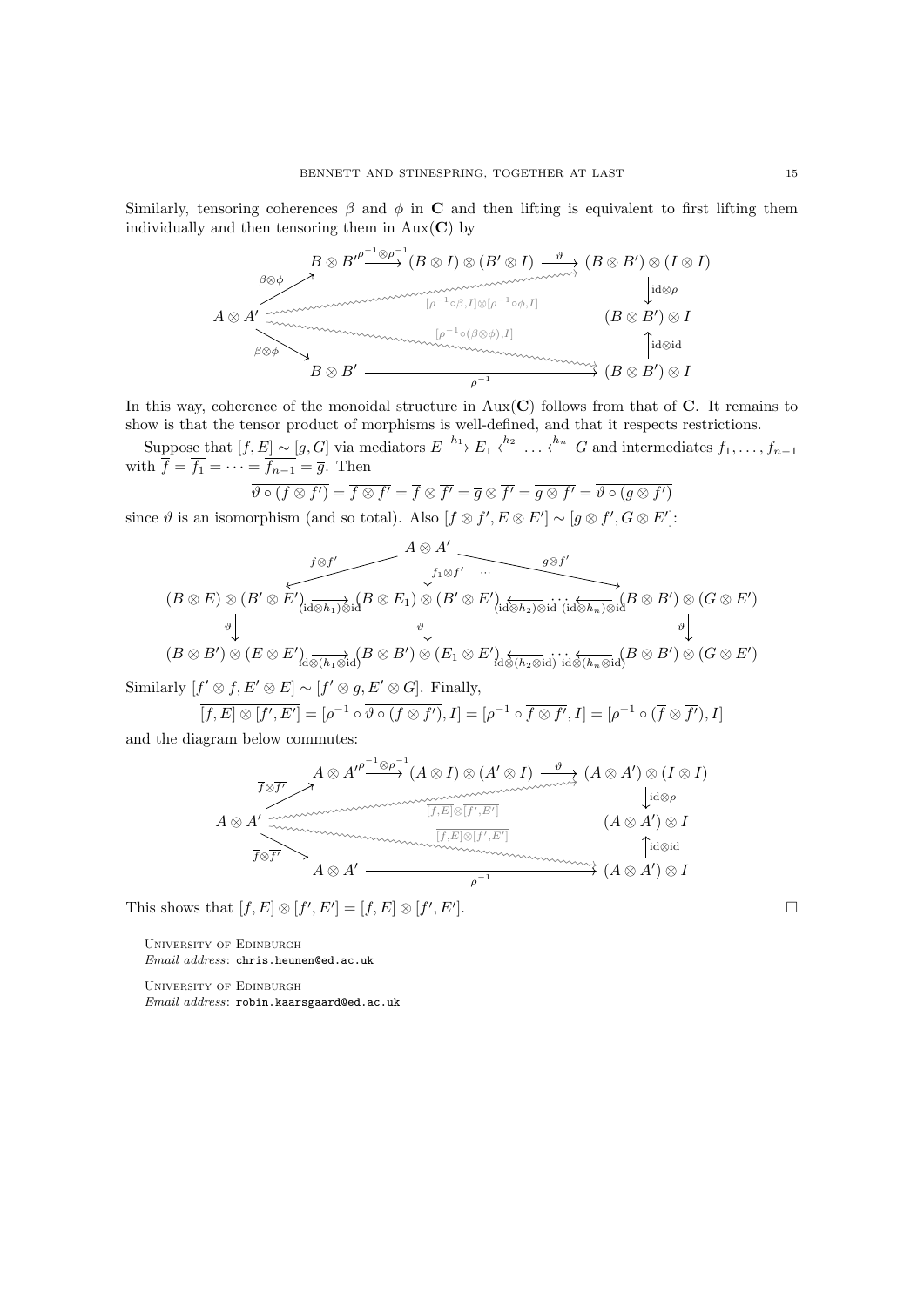Similarly, tensoring coherences $\beta$ and $\phi$ in **C** and then lifting is equivalent to first lifting them individually and then tensoring them in $\text{Aux}(\mathbf{C})$ by

$$
\begin{array}{ccccc}
 & B\otimes B' & \xrightarrow{\rho^{-1}\otimes\rho^{-1}} (B\otimes I)\otimes(B'\otimes I) & \xrightarrow{\vartheta} & (B\otimes B')\otimes(I\otimes I) \\
 \beta\otimes\phi \nearrow & & & & \downarrow \mathrm{id}\otimes\rho \\
A\otimes A' & & [\rho^{-1}\circ\beta, I]\otimes[\rho^{-1}\circ\phi, I] \quad [\rho^{-1}\circ(\beta\otimes\phi), I] & & (B\otimes B')\otimes I \\
 \beta\otimes\phi \searrow & & & & \uparrow \mathrm{id}\otimes\mathrm{id} \\
 & B\otimes B' & \xrightarrow{\rho^{-1}} & & (B\otimes B')\otimes I
\end{array}
$$

In this way, coherence of the monoidal structure in $\text{Aux}(\mathbf{C})$ follows from that of **C**. It remains to show is that the tensor product of morphisms is well-defined, and that it respects restrictions.

Suppose that $[f,E]\sim[g,G]$ via mediators $E\xrightarrow{h_1}E_1\xleftarrow{h_2}\dots\xleftarrow{h_n}G$ and intermediates $f_1,\dots,f_{n-1}$ with $\overline{f}=\overline{f_1}=\cdots=\overline{f_{n-1}}=\overline{g}$. Then

$$\overline{\vartheta\circ(f\otimes f')}=\overline{f\otimes f'}=\overline{f}\otimes\overline{f'}=\overline{g}\otimes\overline{f'}=\overline{g\otimes f'}=\overline{\vartheta\circ(g\otimes f')}$$

since $\vartheta$ is an isomorphism (and so total). Also $[f\otimes f', E\otimes E']\sim[g\otimes f', G\otimes E']$:

$$
\begin{array}{ccccc}
 & & A\otimes A' & & \\
 & \swarrow f\otimes f' & \downarrow f_1\otimes f' \ \cdots & g\otimes f' \searrow & \\
(B\otimes E)\otimes(B'\otimes E') & \xrightarrow{(\mathrm{id}\otimes h_1)\otimes\mathrm{id}} & (B\otimes E_1)\otimes(B'\otimes E') \xleftarrow{(\mathrm{id}\otimes h_2)\otimes\mathrm{id}} \cdots & \xleftarrow{(\mathrm{id}\otimes h_n)\otimes\mathrm{id}} & (B\otimes B')\otimes(G\otimes E') \\
\downarrow\vartheta & & \downarrow\vartheta & & \downarrow\vartheta \\
(B\otimes B')\otimes(E\otimes E') & \xrightarrow{\mathrm{id}\otimes(h_1\otimes\mathrm{id})} & (B\otimes B')\otimes(E_1\otimes E') \xleftarrow{\mathrm{id}\otimes(h_2\otimes\mathrm{id})} \cdots & \xleftarrow{\mathrm{id}\otimes(h_n\otimes\mathrm{id})} & (B\otimes B')\otimes(G\otimes E')
\end{array}
$$

Similarly $[f'\otimes f, E'\otimes E]\sim[f'\otimes g, E'\otimes G]$. Finally,

$$\overline{[f,E]\otimes[f',E']}=[\rho^{-1}\circ\overline{\vartheta\circ(f\otimes f')}, I]=[\rho^{-1}\circ\overline{f\otimes f'}, I]=[\rho^{-1}\circ(\overline{f}\otimes\overline{f'}), I]$$

and the diagram below commutes:

$$
\begin{array}{ccccc}
 & A\otimes A' & \xrightarrow{\rho^{-1}\otimes\rho^{-1}} (A\otimes I)\otimes(A'\otimes I) & \xrightarrow{\vartheta} & (A\otimes A')\otimes(I\otimes I) \\
 \overline{f}\otimes\overline{f'} \nearrow & & & & \downarrow \mathrm{id}\otimes\rho \\
A\otimes A' & & \overline{[f,E]}\otimes\overline{[f',E']} \quad \overline{[f,E]\otimes[f',E']} & & (A\otimes A')\otimes I \\
 \overline{f}\otimes\overline{f'} \searrow & & & & \uparrow \mathrm{id}\otimes\mathrm{id} \\
 & A\otimes A' & \xrightarrow{\rho^{-1}} & & (A\otimes A')\otimes I
\end{array}
$$

This shows that $\overline{[f,E]\otimes[f',E']}=\overline{[f,E]}\otimes\overline{[f',E']}$. □

University of Edinburgh
*Email address*: chris.heunen@ed.ac.uk

University of Edinburgh
*Email address*: robin.kaarsgaard@ed.ac.uk